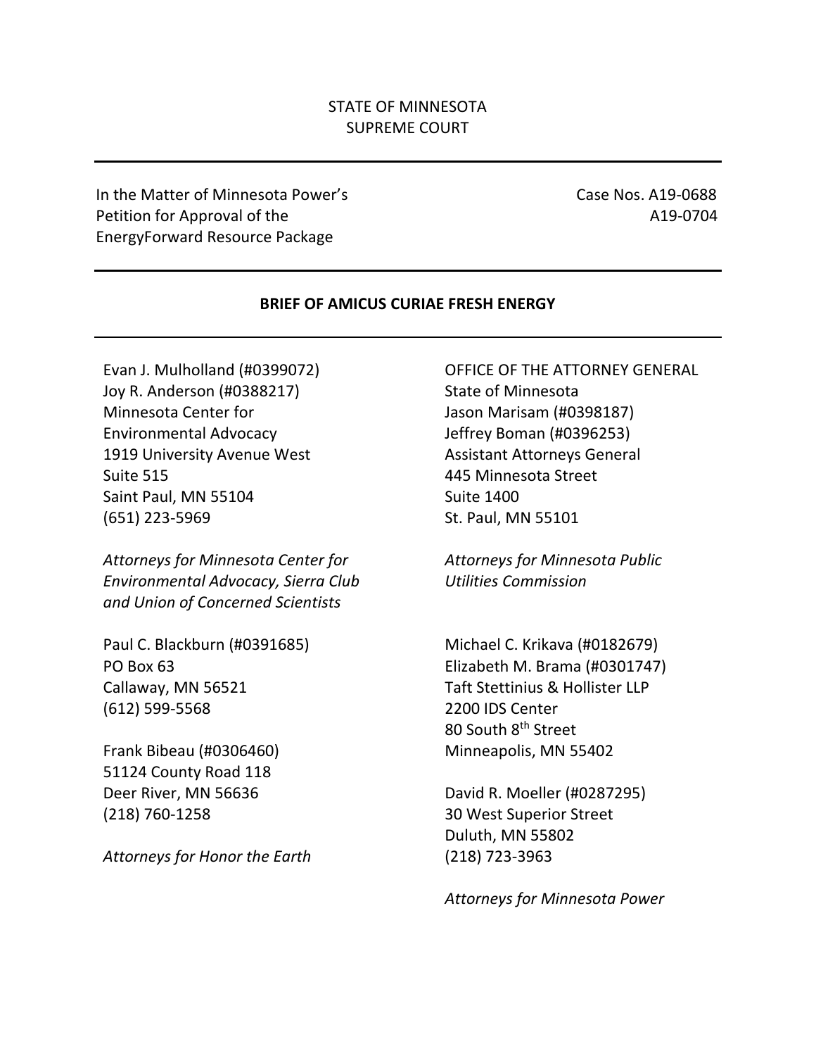STATE OF MINNESOTA
SUPREME COURT

---

In the Matter of Minnesota Power's Petition for Approval of the EnergyForward Resource Package

Case Nos. A19-0688
A19-0704

---

**BRIEF OF AMICUS CURIAE FRESH ENERGY**

---

Evan J. Mulholland (#0399072)
Joy R. Anderson (#0388217)
Minnesota Center for Environmental Advocacy
1919 University Avenue West
Suite 515
Saint Paul, MN 55104
(651) 223-5969

*Attorneys for Minnesota Center for Environmental Advocacy, Sierra Club and Union of Concerned Scientists*

Paul C. Blackburn (#0391685)
PO Box 63
Callaway, MN 56521
(612) 599-5568

Frank Bibeau (#0306460)
51124 County Road 118
Deer River, MN 56636
(218) 760-1258

*Attorneys for Honor the Earth*

OFFICE OF THE ATTORNEY GENERAL
State of Minnesota
Jason Marisam (#0398187)
Jeffrey Boman (#0396253)
Assistant Attorneys General
445 Minnesota Street
Suite 1400
St. Paul, MN 55101

*Attorneys for Minnesota Public Utilities Commission*

Michael C. Krikava (#0182679)
Elizabeth M. Brama (#0301747)
Taft Stettinius & Hollister LLP
2200 IDS Center
80 South 8th Street
Minneapolis, MN 55402

David R. Moeller (#0287295)
30 West Superior Street
Duluth, MN 55802
(218) 723-3963

*Attorneys for Minnesota Power*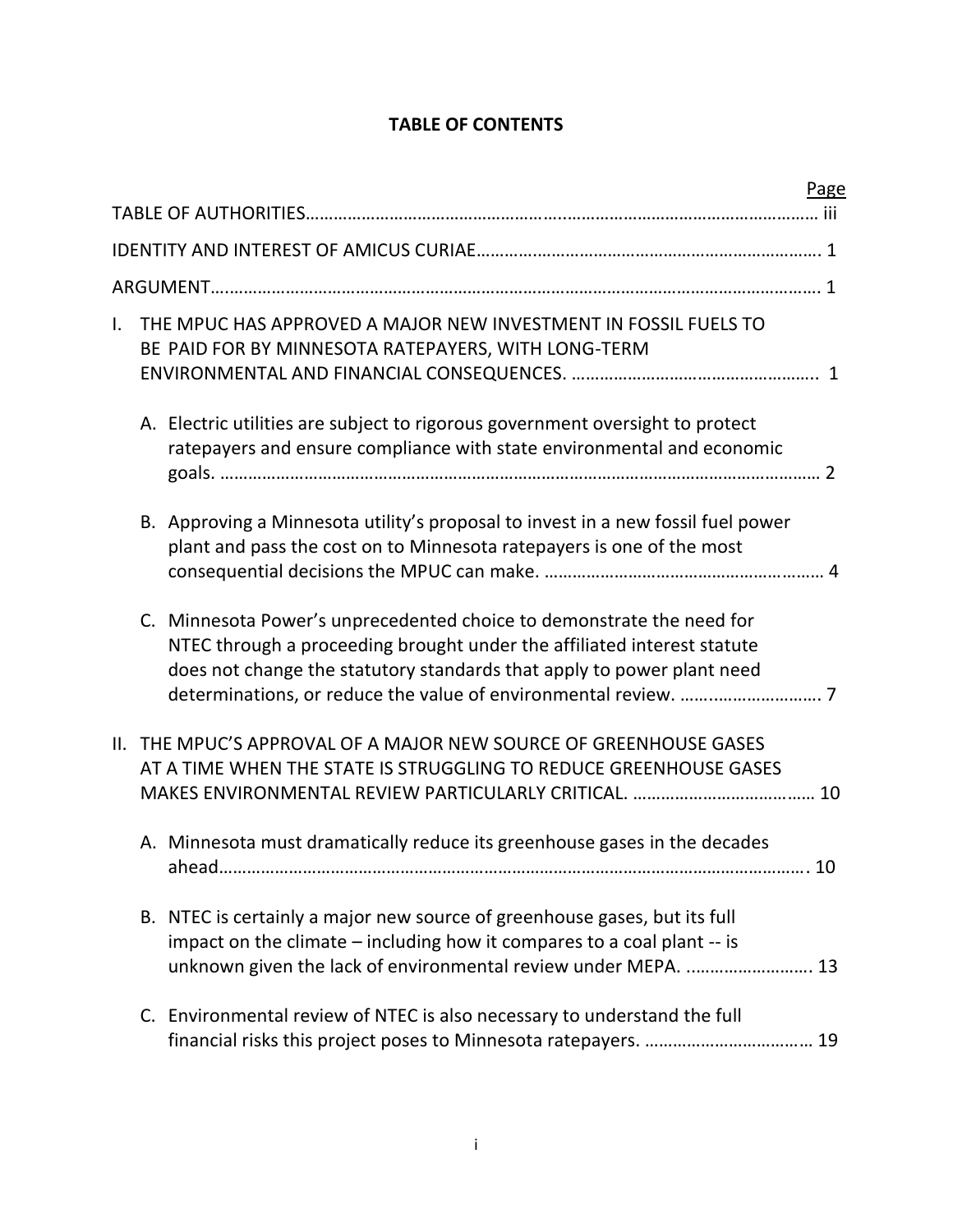# TABLE OF CONTENTS

| | Page |
|---|---|
| TABLE OF AUTHORITIES | iii |
| IDENTITY AND INTEREST OF AMICUS CURIAE | 1 |
| ARGUMENT | 1 |
| I. THE MPUC HAS APPROVED A MAJOR NEW INVESTMENT IN FOSSIL FUELS TO BE PAID FOR BY MINNESOTA RATEPAYERS, WITH LONG-TERM ENVIRONMENTAL AND FINANCIAL CONSEQUENCES. | 1 |
| A. Electric utilities are subject to rigorous government oversight to protect ratepayers and ensure compliance with state environmental and economic goals. | 2 |
| B. Approving a Minnesota utility's proposal to invest in a new fossil fuel power plant and pass the cost on to Minnesota ratepayers is one of the most consequential decisions the MPUC can make. | 4 |
| C. Minnesota Power's unprecedented choice to demonstrate the need for NTEC through a proceeding brought under the affiliated interest statute does not change the statutory standards that apply to power plant need determinations, or reduce the value of environmental review. | 7 |
| II. THE MPUC'S APPROVAL OF A MAJOR NEW SOURCE OF GREENHOUSE GASES AT A TIME WHEN THE STATE IS STRUGGLING TO REDUCE GREENHOUSE GASES MAKES ENVIRONMENTAL REVIEW PARTICULARLY CRITICAL. | 10 |
| A. Minnesota must dramatically reduce its greenhouse gases in the decades ahead | 10 |
| B. NTEC is certainly a major new source of greenhouse gases, but its full impact on the climate – including how it compares to a coal plant -- is unknown given the lack of environmental review under MEPA. | 13 |
| C. Environmental review of NTEC is also necessary to understand the full financial risks this project poses to Minnesota ratepayers. | 19 |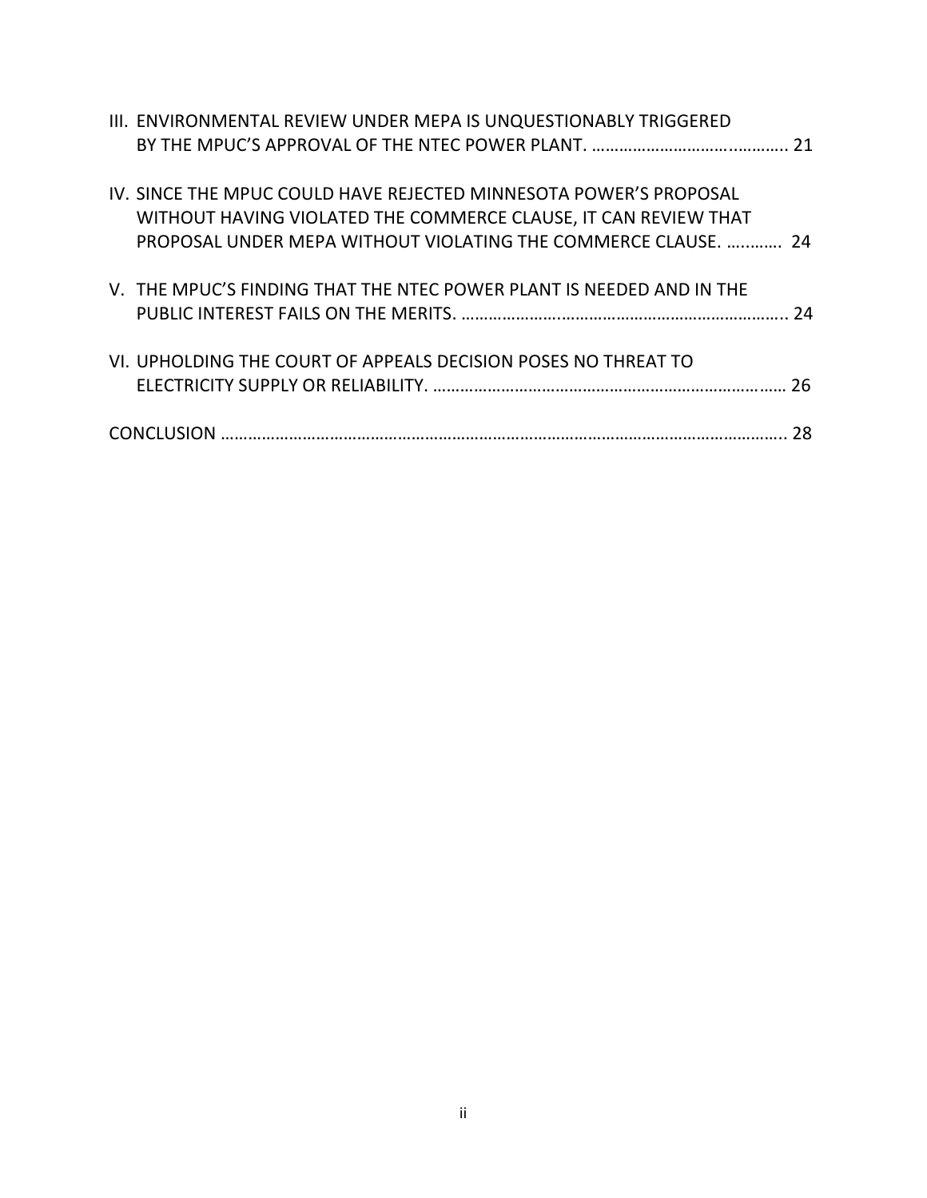III. ENVIRONMENTAL REVIEW UNDER MEPA IS UNQUESTIONABLY TRIGGERED BY THE MPUC'S APPROVAL OF THE NTEC POWER PLANT. ………………………..……….. 21

IV. SINCE THE MPUC COULD HAVE REJECTED MINNESOTA POWER'S PROPOSAL WITHOUT HAVING VIOLATED THE COMMERCE CLAUSE, IT CAN REVIEW THAT PROPOSAL UNDER MEPA WITHOUT VIOLATING THE COMMERCE CLAUSE. …..…….. 24

V. THE MPUC'S FINDING THAT THE NTEC POWER PLANT IS NEEDED AND IN THE PUBLIC INTEREST FAILS ON THE MERITS. ……………….……………………………………….. 24

VI. UPHOLDING THE COURT OF APPEALS DECISION POSES NO THREAT TO ELECTRICITY SUPPLY OR RELIABILITY. …………………………………………………………………. 26

CONCLUSION ……………………………………………………………………………………………………….. 28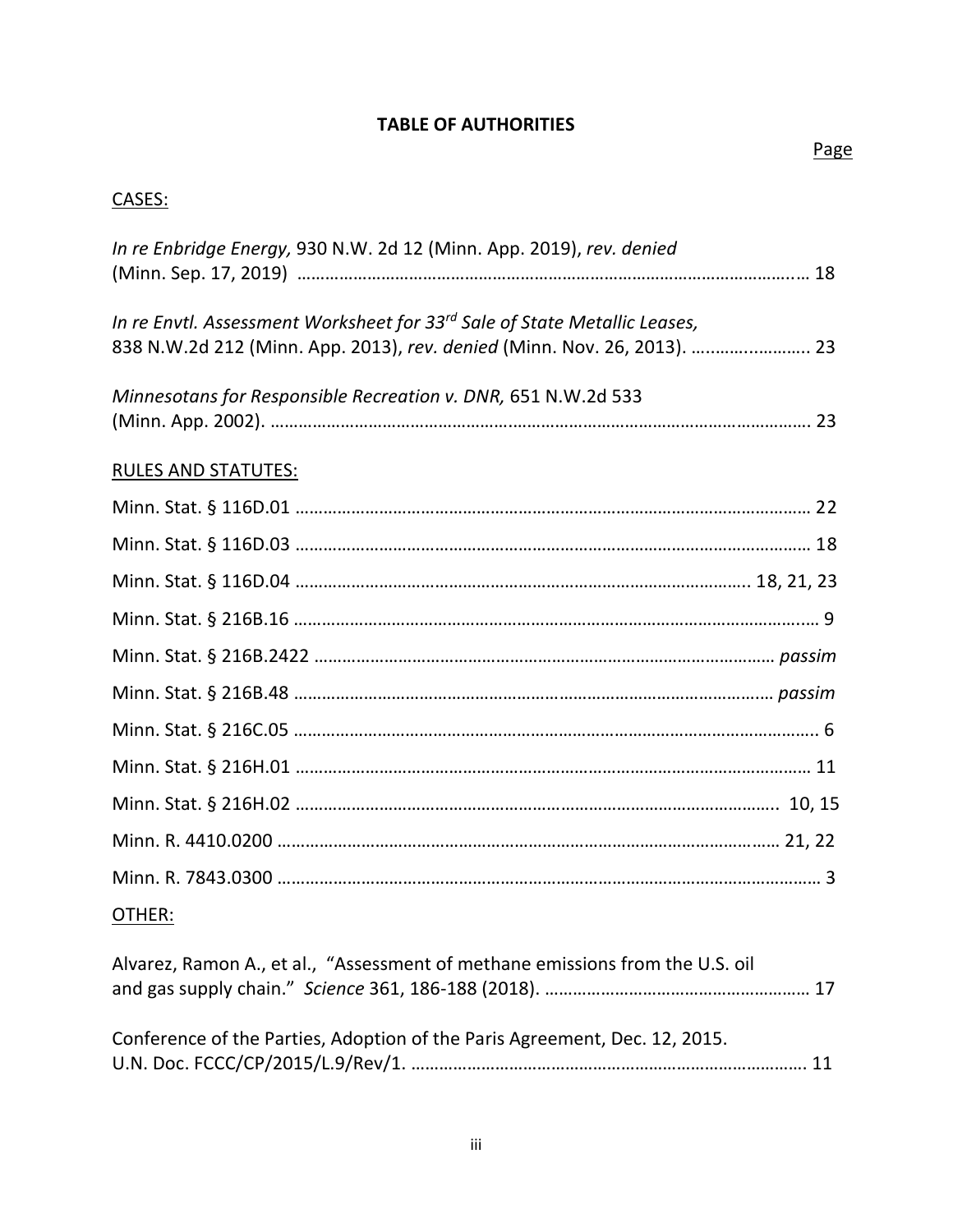**TABLE OF AUTHORITIES**

Page

CASES:

*In re Enbridge Energy,* 930 N.W. 2d 12 (Minn. App. 2019), *rev. denied* (Minn. Sep. 17, 2019) …………………………………………………………………………………………… 18

*In re Envtl. Assessment Worksheet for 33rd Sale of State Metallic Leases,* 838 N.W.2d 212 (Minn. App. 2013), *rev. denied* (Minn. Nov. 26, 2013). ……………………… 23

*Minnesotans for Responsible Recreation v. DNR,* 651 N.W.2d 533 (Minn. App. 2002). ……………………………………………………………………………………………… 23

RULES AND STATUTES:

Minn. Stat. § 116D.01 …………………………………………………………………………………………… 22

Minn. Stat. § 116D.03 …………………………………………………………………………………………… 18

Minn. Stat. § 116D.04 ……………………………………………………………………………………… 18, 21, 23

Minn. Stat. § 216B.16 …………………………………………………………………………………………… 9

Minn. Stat. § 216B.2422 ………………………………………………………………………………… *passim*

Minn. Stat. § 216B.48 …………………………………………………………………………………… *passim*

Minn. Stat. § 216C.05 …………………………………………………………………………………………... 6

Minn. Stat. § 216H.01 …………………………………………………………………………………………… 11

Minn. Stat. § 216H.02 ……………………………………………………………………………………… 10, 15

Minn. R. 4410.0200 ……………………………………………………………………………………… 21, 22

Minn. R. 7843.0300 ………………………………………………………………………………………………… 3

OTHER:

Alvarez, Ramon A., et al., "Assessment of methane emissions from the U.S. oil and gas supply chain." *Science* 361, 186-188 (2018). ………………………………………………… 17

Conference of the Parties, Adoption of the Paris Agreement, Dec. 12, 2015. U.N. Doc. FCCC/CP/2015/L.9/Rev/1. ……………………………………………………………………………… 11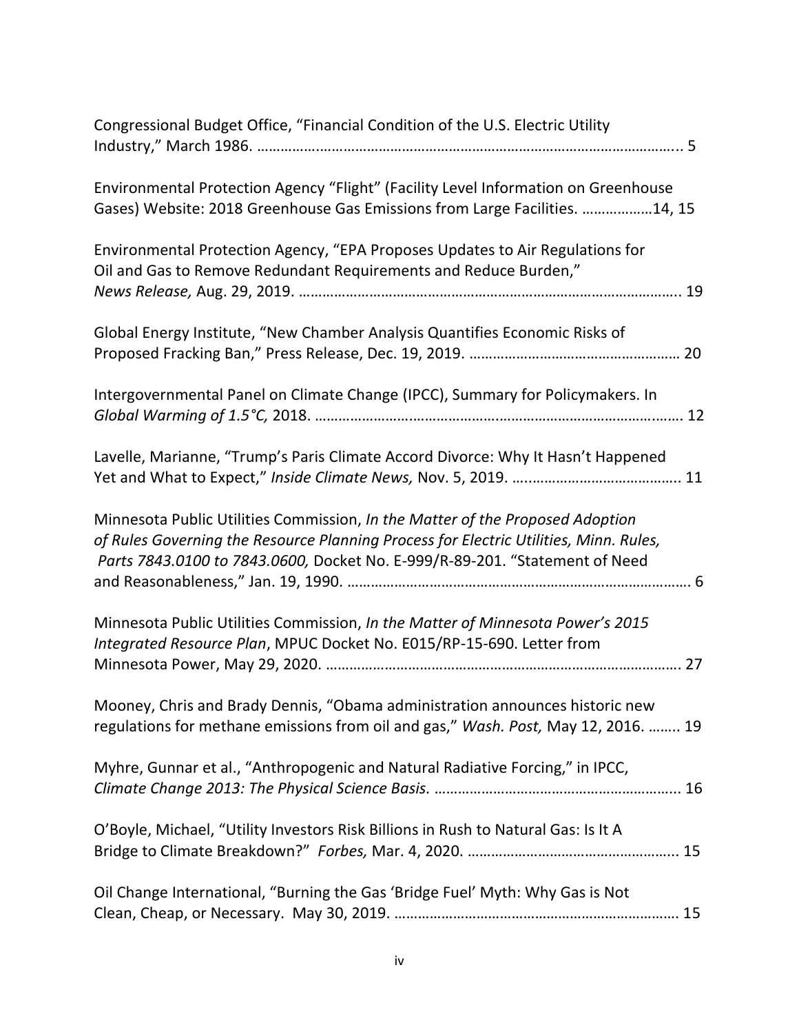Congressional Budget Office, "Financial Condition of the U.S. Electric Utility Industry," March 1986. ………………………………………………………………………………………….. 5

Environmental Protection Agency "Flight" (Facility Level Information on Greenhouse Gases) Website: 2018 Greenhouse Gas Emissions from Large Facilities. ………………14, 15

Environmental Protection Agency, "EPA Proposes Updates to Air Regulations for Oil and Gas to Remove Redundant Requirements and Reduce Burden," *News Release,* Aug. 29, 2019. ……………………………………………………………………………………. 19

Global Energy Institute, "New Chamber Analysis Quantifies Economic Risks of Proposed Fracking Ban," Press Release, Dec. 19, 2019. ……………………………………………… 20

Intergovernmental Panel on Climate Change (IPCC), Summary for Policymakers. In *Global Warming of 1.5°C,* 2018. ………………………………………………………………………………. 12

Lavelle, Marianne, "Trump's Paris Climate Accord Divorce: Why It Hasn't Happened Yet and What to Expect," *Inside Climate News,* Nov. 5, 2019. …………………………………….. 11

Minnesota Public Utilities Commission, *In the Matter of the Proposed Adoption of Rules Governing the Resource Planning Process for Electric Utilities, Minn. Rules, Parts 7843.0100 to 7843.0600,* Docket No. E-999/R-89-201. "Statement of Need and Reasonableness," Jan. 19, 1990. ……………………………………………………………………………. 6

Minnesota Public Utilities Commission, *In the Matter of Minnesota Power's 2015 Integrated Resource Plan*, MPUC Docket No. E015/RP-15-690. Letter from Minnesota Power, May 29, 2020. ……………………………………………………………………………. 27

Mooney, Chris and Brady Dennis, "Obama administration announces historic new regulations for methane emissions from oil and gas," *Wash. Post,* May 12, 2016. …….. 19

Myhre, Gunnar et al., "Anthropogenic and Natural Radiative Forcing," in IPCC, *Climate Change 2013: The Physical Science Basis.* ……………………………………………………... 16

O'Boyle, Michael, "Utility Investors Risk Billions in Rush to Natural Gas: Is It A Bridge to Climate Breakdown?" *Forbes,* Mar. 4, 2020. ……………………………………………... 15

Oil Change International, "Burning the Gas 'Bridge Fuel' Myth: Why Gas is Not Clean, Cheap, or Necessary. May 30, 2019. ………………………………………………………………. 15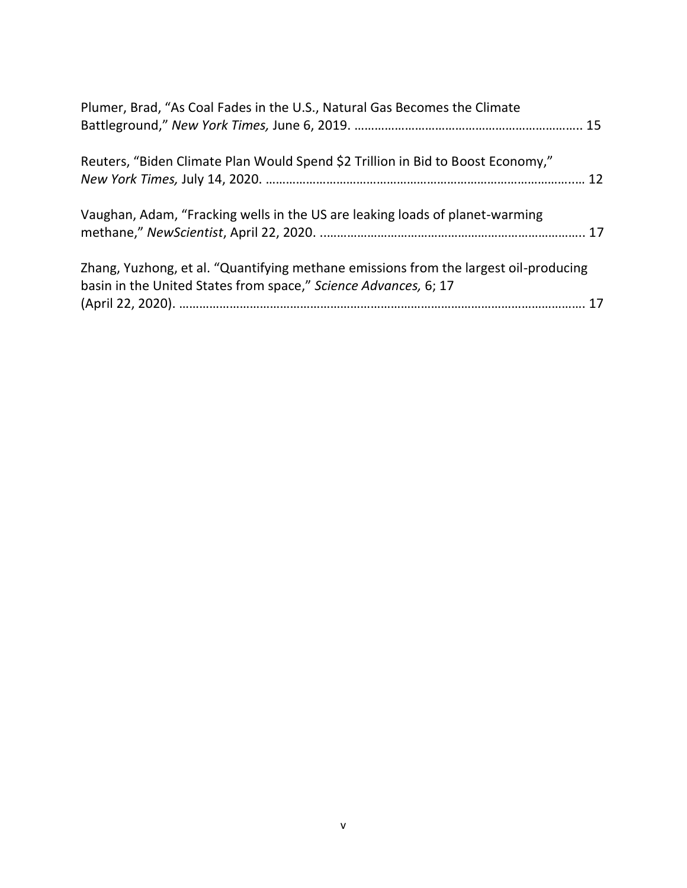Plumer, Brad, "As Coal Fades in the U.S., Natural Gas Becomes the Climate Battleground," *New York Times,* June 6, 2019. ………………………………………………………….. 15

Reuters, "Biden Climate Plan Would Spend $2 Trillion in Bid to Boost Economy," *New York Times,* July 14, 2020. ……………………………………………………………………………..… 12

Vaughan, Adam, "Fracking wells in the US are leaking loads of planet-warming methane," *NewScientist*, April 22, 2020. ..…………………………………………………………………. 17

Zhang, Yuzhong, et al. "Quantifying methane emissions from the largest oil-producing basin in the United States from space," *Science Advances,* 6; 17 (April 22, 2020). …………………………………………………………………………………………………………. 17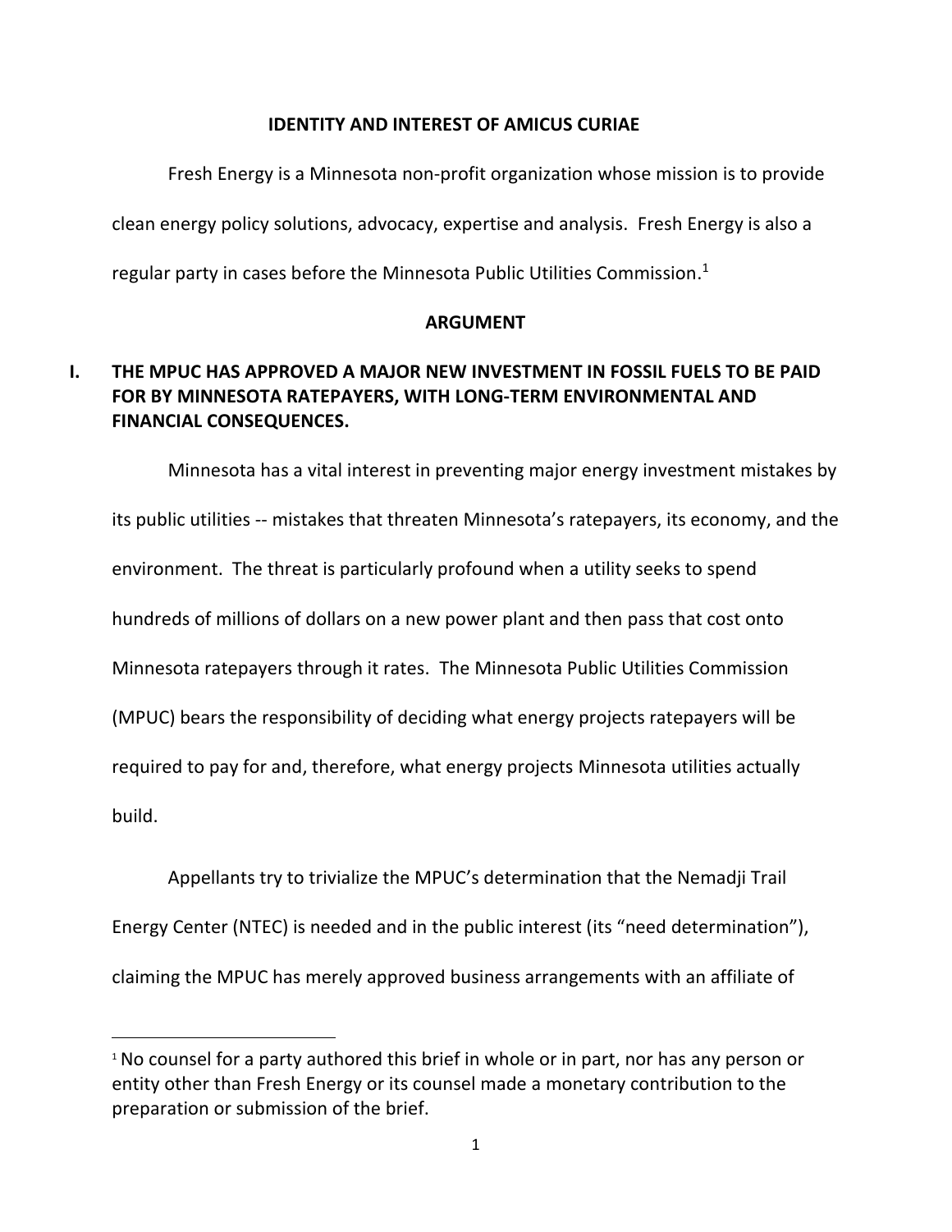## IDENTITY AND INTEREST OF AMICUS CURIAE

Fresh Energy is a Minnesota non-profit organization whose mission is to provide clean energy policy solutions, advocacy, expertise and analysis. Fresh Energy is also a regular party in cases before the Minnesota Public Utilities Commission.[1]

## ARGUMENT

### I. THE MPUC HAS APPROVED A MAJOR NEW INVESTMENT IN FOSSIL FUELS TO BE PAID FOR BY MINNESOTA RATEPAYERS, WITH LONG-TERM ENVIRONMENTAL AND FINANCIAL CONSEQUENCES.

Minnesota has a vital interest in preventing major energy investment mistakes by its public utilities -- mistakes that threaten Minnesota's ratepayers, its economy, and the environment. The threat is particularly profound when a utility seeks to spend hundreds of millions of dollars on a new power plant and then pass that cost onto Minnesota ratepayers through it rates. The Minnesota Public Utilities Commission (MPUC) bears the responsibility of deciding what energy projects ratepayers will be required to pay for and, therefore, what energy projects Minnesota utilities actually build.

Appellants try to trivialize the MPUC's determination that the Nemadji Trail Energy Center (NTEC) is needed and in the public interest (its "need determination"), claiming the MPUC has merely approved business arrangements with an affiliate of

---

[1] No counsel for a party authored this brief in whole or in part, nor has any person or entity other than Fresh Energy or its counsel made a monetary contribution to the preparation or submission of the brief.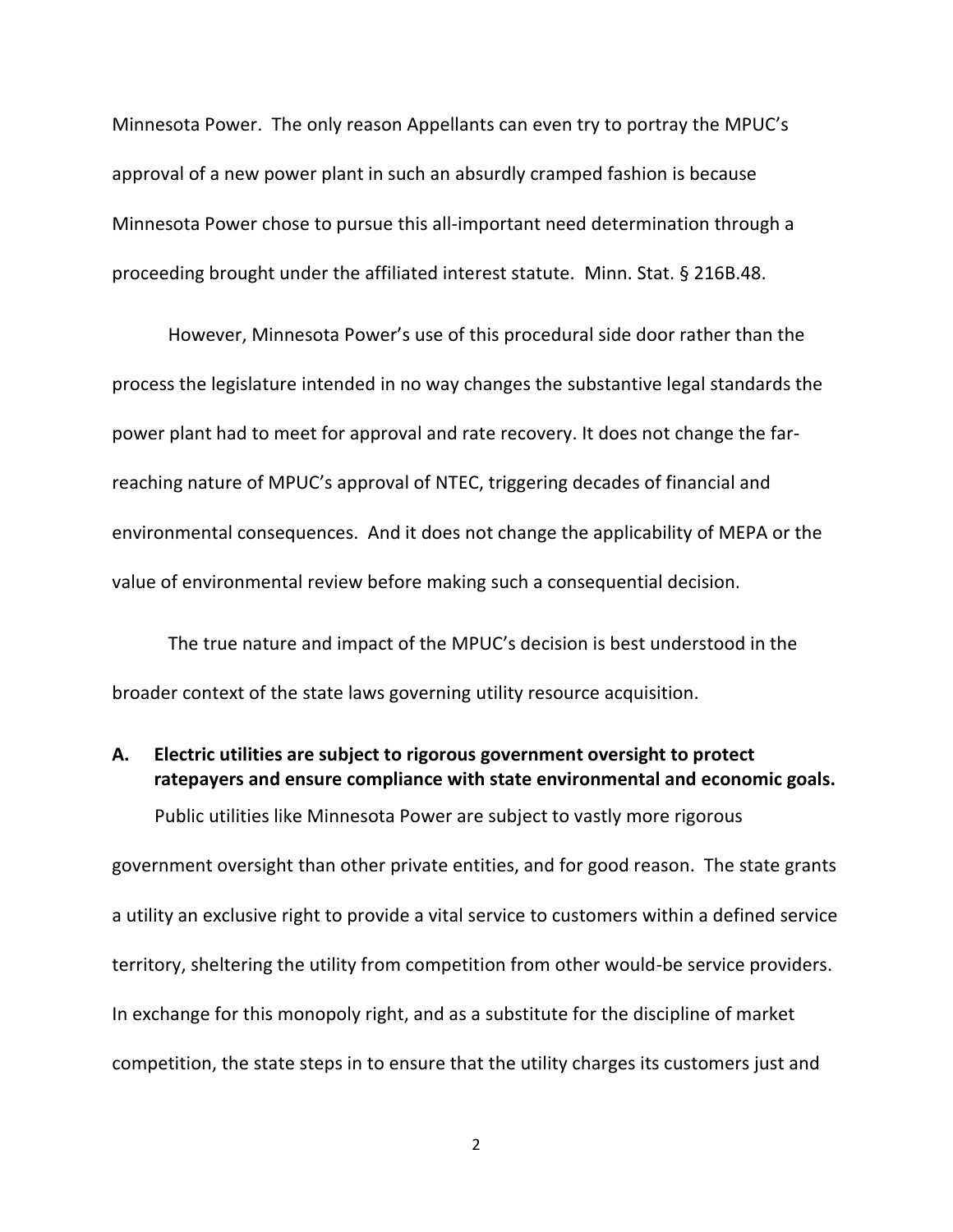Minnesota Power. The only reason Appellants can even try to portray the MPUC's approval of a new power plant in such an absurdly cramped fashion is because Minnesota Power chose to pursue this all-important need determination through a proceeding brought under the affiliated interest statute. Minn. Stat. § 216B.48.

However, Minnesota Power's use of this procedural side door rather than the process the legislature intended in no way changes the substantive legal standards the power plant had to meet for approval and rate recovery. It does not change the far-reaching nature of MPUC's approval of NTEC, triggering decades of financial and environmental consequences. And it does not change the applicability of MEPA or the value of environmental review before making such a consequential decision.

The true nature and impact of the MPUC's decision is best understood in the broader context of the state laws governing utility resource acquisition.

### A. Electric utilities are subject to rigorous government oversight to protect ratepayers and ensure compliance with state environmental and economic goals.

Public utilities like Minnesota Power are subject to vastly more rigorous government oversight than other private entities, and for good reason. The state grants a utility an exclusive right to provide a vital service to customers within a defined service territory, sheltering the utility from competition from other would-be service providers. In exchange for this monopoly right, and as a substitute for the discipline of market competition, the state steps in to ensure that the utility charges its customers just and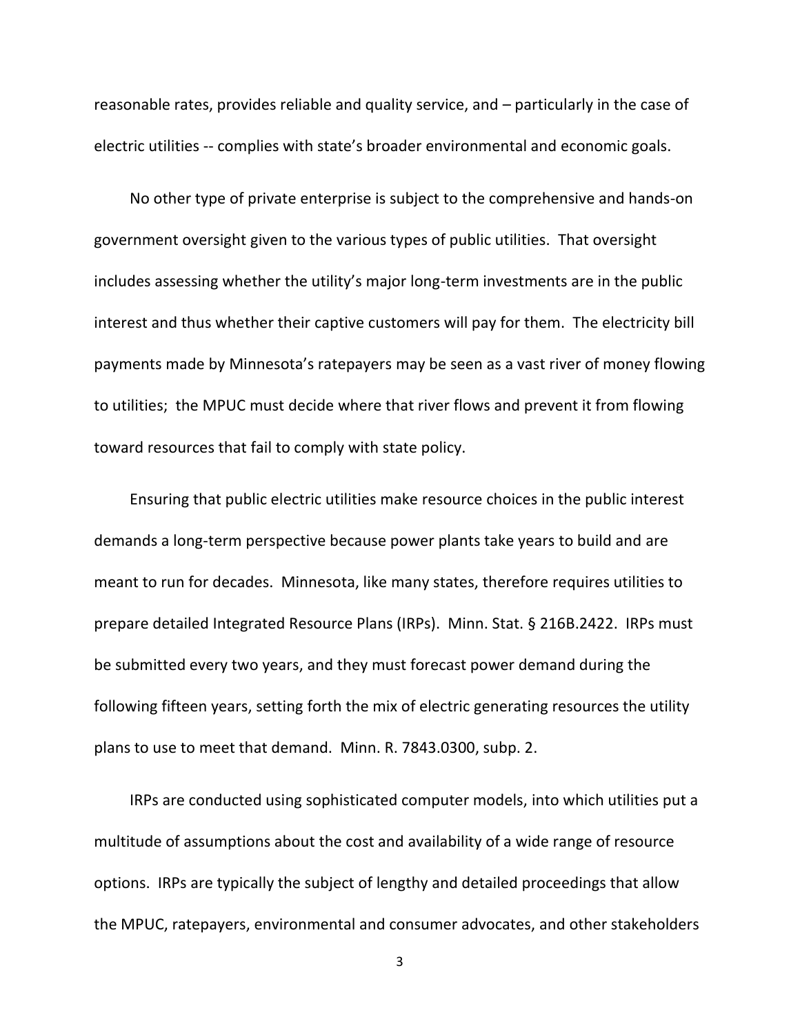reasonable rates, provides reliable and quality service, and – particularly in the case of electric utilities -- complies with state's broader environmental and economic goals.

No other type of private enterprise is subject to the comprehensive and hands-on government oversight given to the various types of public utilities. That oversight includes assessing whether the utility's major long-term investments are in the public interest and thus whether their captive customers will pay for them. The electricity bill payments made by Minnesota's ratepayers may be seen as a vast river of money flowing to utilities; the MPUC must decide where that river flows and prevent it from flowing toward resources that fail to comply with state policy.

Ensuring that public electric utilities make resource choices in the public interest demands a long-term perspective because power plants take years to build and are meant to run for decades. Minnesota, like many states, therefore requires utilities to prepare detailed Integrated Resource Plans (IRPs). Minn. Stat. § 216B.2422. IRPs must be submitted every two years, and they must forecast power demand during the following fifteen years, setting forth the mix of electric generating resources the utility plans to use to meet that demand. Minn. R. 7843.0300, subp. 2.

IRPs are conducted using sophisticated computer models, into which utilities put a multitude of assumptions about the cost and availability of a wide range of resource options. IRPs are typically the subject of lengthy and detailed proceedings that allow the MPUC, ratepayers, environmental and consumer advocates, and other stakeholders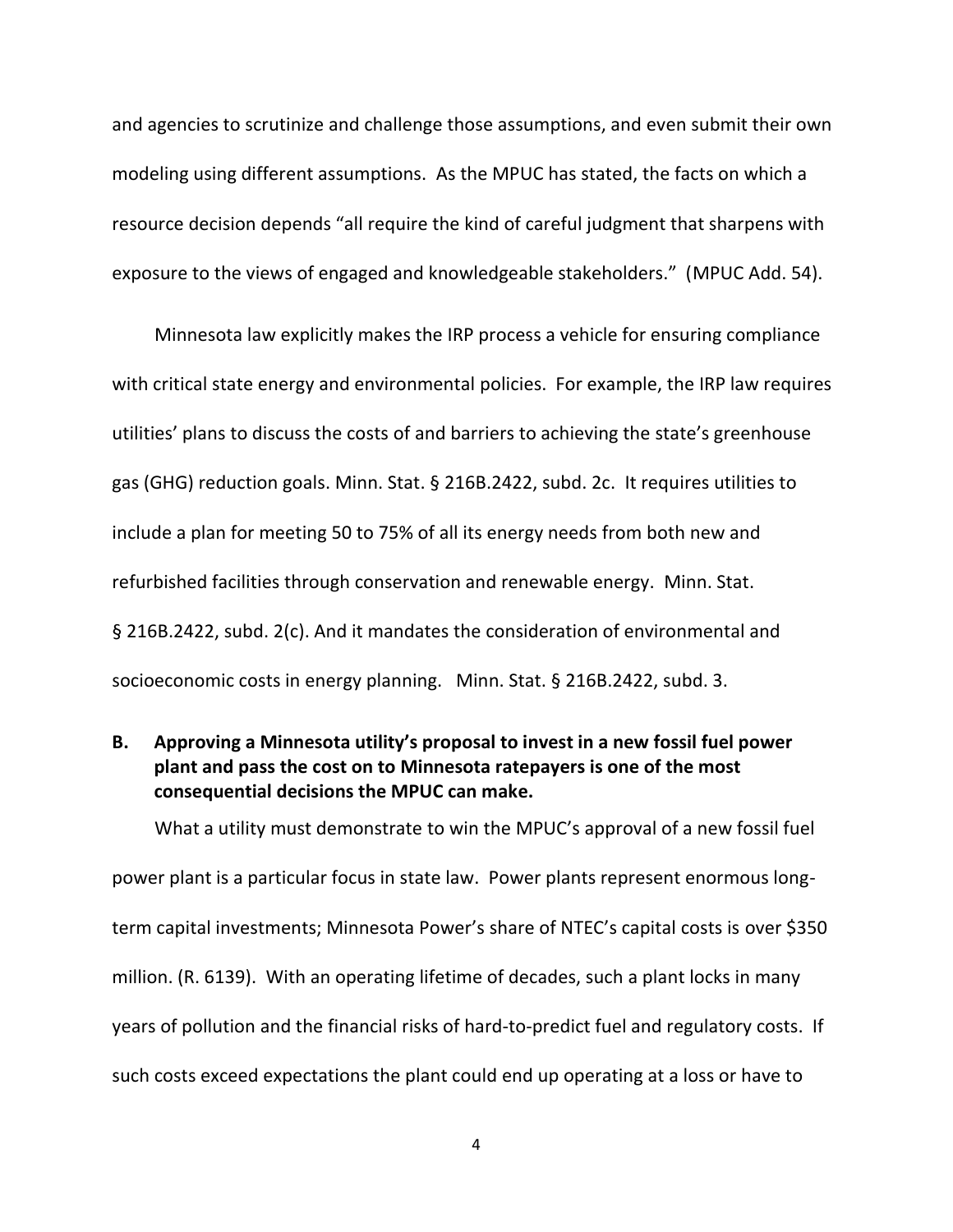and agencies to scrutinize and challenge those assumptions, and even submit their own modeling using different assumptions. As the MPUC has stated, the facts on which a resource decision depends "all require the kind of careful judgment that sharpens with exposure to the views of engaged and knowledgeable stakeholders." (MPUC Add. 54).

Minnesota law explicitly makes the IRP process a vehicle for ensuring compliance with critical state energy and environmental policies. For example, the IRP law requires utilities' plans to discuss the costs of and barriers to achieving the state's greenhouse gas (GHG) reduction goals. Minn. Stat. § 216B.2422, subd. 2c. It requires utilities to include a plan for meeting 50 to 75% of all its energy needs from both new and refurbished facilities through conservation and renewable energy. Minn. Stat. § 216B.2422, subd. 2(c). And it mandates the consideration of environmental and socioeconomic costs in energy planning. Minn. Stat. § 216B.2422, subd. 3.

### B. Approving a Minnesota utility's proposal to invest in a new fossil fuel power plant and pass the cost on to Minnesota ratepayers is one of the most consequential decisions the MPUC can make.

What a utility must demonstrate to win the MPUC's approval of a new fossil fuel power plant is a particular focus in state law. Power plants represent enormous long-term capital investments; Minnesota Power's share of NTEC's capital costs is over $350 million. (R. 6139). With an operating lifetime of decades, such a plant locks in many years of pollution and the financial risks of hard-to-predict fuel and regulatory costs. If such costs exceed expectations the plant could end up operating at a loss or have to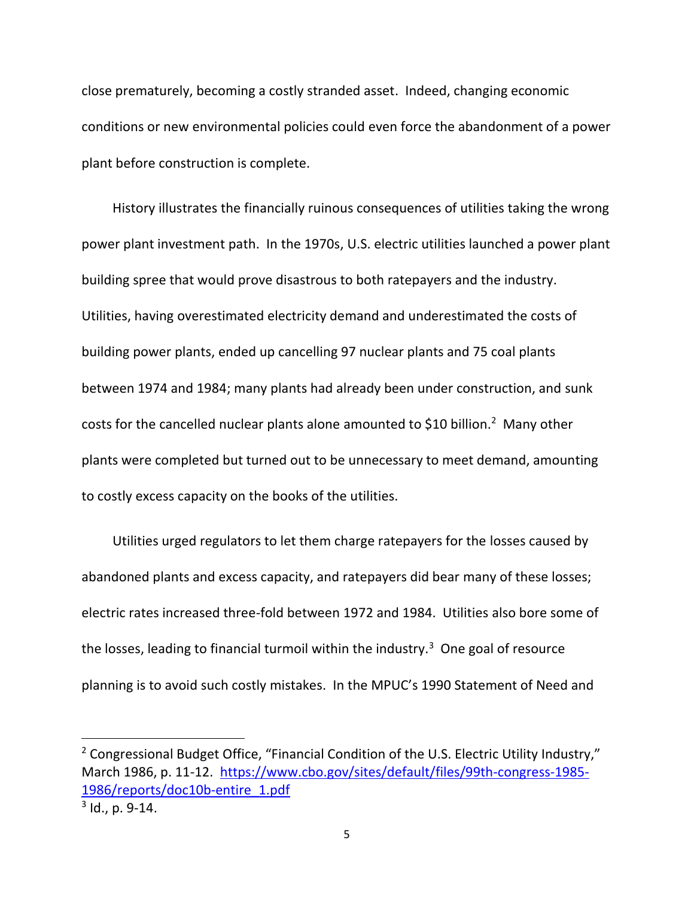close prematurely, becoming a costly stranded asset. Indeed, changing economic conditions or new environmental policies could even force the abandonment of a power plant before construction is complete.

History illustrates the financially ruinous consequences of utilities taking the wrong power plant investment path. In the 1970s, U.S. electric utilities launched a power plant building spree that would prove disastrous to both ratepayers and the industry. Utilities, having overestimated electricity demand and underestimated the costs of building power plants, ended up cancelling 97 nuclear plants and 75 coal plants between 1974 and 1984; many plants had already been under construction, and sunk costs for the cancelled nuclear plants alone amounted to $10 billion.[2] Many other plants were completed but turned out to be unnecessary to meet demand, amounting to costly excess capacity on the books of the utilities.

Utilities urged regulators to let them charge ratepayers for the losses caused by abandoned plants and excess capacity, and ratepayers did bear many of these losses; electric rates increased three-fold between 1972 and 1984. Utilities also bore some of the losses, leading to financial turmoil within the industry.[3] One goal of resource planning is to avoid such costly mistakes. In the MPUC's 1990 Statement of Need and

---

[2] Congressional Budget Office, "Financial Condition of the U.S. Electric Utility Industry," March 1986, p. 11-12. https://www.cbo.gov/sites/default/files/99th-congress-1985-1986/reports/doc10b-entire_1.pdf

[3] Id., p. 9-14.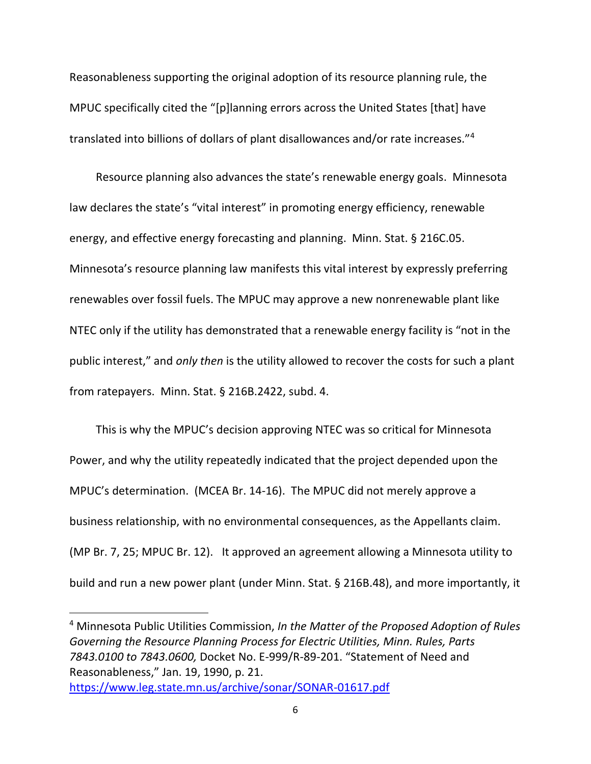Reasonableness supporting the original adoption of its resource planning rule, the MPUC specifically cited the "[p]lanning errors across the United States [that] have translated into billions of dollars of plant disallowances and/or rate increases."[4]

Resource planning also advances the state's renewable energy goals. Minnesota law declares the state's "vital interest" in promoting energy efficiency, renewable energy, and effective energy forecasting and planning. Minn. Stat. § 216C.05. Minnesota's resource planning law manifests this vital interest by expressly preferring renewables over fossil fuels. The MPUC may approve a new nonrenewable plant like NTEC only if the utility has demonstrated that a renewable energy facility is "not in the public interest," and *only then* is the utility allowed to recover the costs for such a plant from ratepayers. Minn. Stat. § 216B.2422, subd. 4.

This is why the MPUC's decision approving NTEC was so critical for Minnesota Power, and why the utility repeatedly indicated that the project depended upon the MPUC's determination. (MCEA Br. 14-16). The MPUC did not merely approve a business relationship, with no environmental consequences, as the Appellants claim. (MP Br. 7, 25; MPUC Br. 12). It approved an agreement allowing a Minnesota utility to build and run a new power plant (under Minn. Stat. § 216B.48), and more importantly, it

---

[4] Minnesota Public Utilities Commission, *In the Matter of the Proposed Adoption of Rules Governing the Resource Planning Process for Electric Utilities, Minn. Rules, Parts 7843.0100 to 7843.0600,* Docket No. E-999/R-89-201. "Statement of Need and Reasonableness," Jan. 19, 1990, p. 21. https://www.leg.state.mn.us/archive/sonar/SONAR-01617.pdf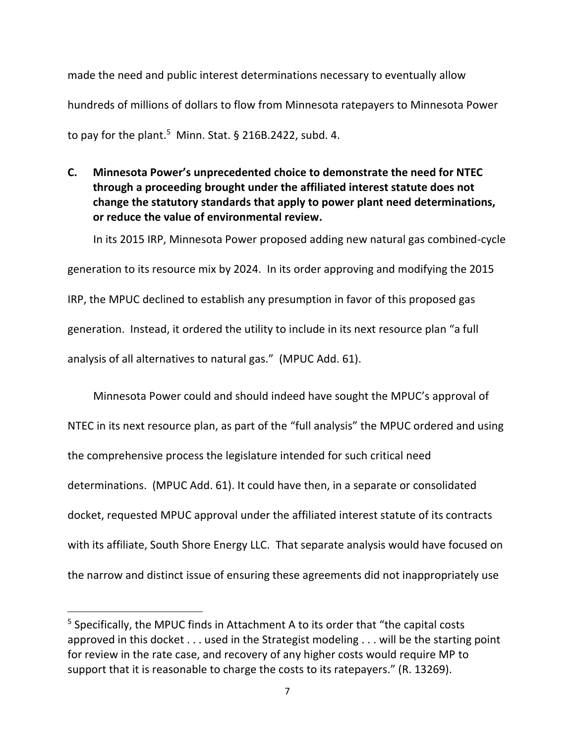made the need and public interest determinations necessary to eventually allow hundreds of millions of dollars to flow from Minnesota ratepayers to Minnesota Power to pay for the plant.[5] Minn. Stat. § 216B.2422, subd. 4.

### C. Minnesota Power's unprecedented choice to demonstrate the need for NTEC through a proceeding brought under the affiliated interest statute does not change the statutory standards that apply to power plant need determinations, or reduce the value of environmental review.

In its 2015 IRP, Minnesota Power proposed adding new natural gas combined-cycle generation to its resource mix by 2024. In its order approving and modifying the 2015 IRP, the MPUC declined to establish any presumption in favor of this proposed gas generation. Instead, it ordered the utility to include in its next resource plan "a full analysis of all alternatives to natural gas." (MPUC Add. 61).

Minnesota Power could and should indeed have sought the MPUC's approval of NTEC in its next resource plan, as part of the "full analysis" the MPUC ordered and using the comprehensive process the legislature intended for such critical need determinations. (MPUC Add. 61). It could have then, in a separate or consolidated docket, requested MPUC approval under the affiliated interest statute of its contracts with its affiliate, South Shore Energy LLC. That separate analysis would have focused on the narrow and distinct issue of ensuring these agreements did not inappropriately use

---

[5] Specifically, the MPUC finds in Attachment A to its order that "the capital costs approved in this docket . . . used in the Strategist modeling . . . will be the starting point for review in the rate case, and recovery of any higher costs would require MP to support that it is reasonable to charge the costs to its ratepayers." (R. 13269).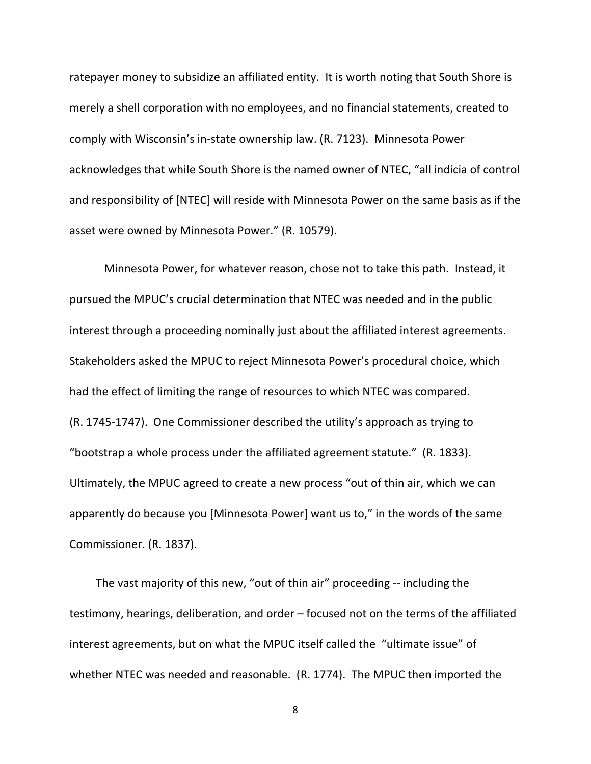ratepayer money to subsidize an affiliated entity. It is worth noting that South Shore is merely a shell corporation with no employees, and no financial statements, created to comply with Wisconsin's in-state ownership law. (R. 7123). Minnesota Power acknowledges that while South Shore is the named owner of NTEC, "all indicia of control and responsibility of [NTEC] will reside with Minnesota Power on the same basis as if the asset were owned by Minnesota Power." (R. 10579).

Minnesota Power, for whatever reason, chose not to take this path. Instead, it pursued the MPUC's crucial determination that NTEC was needed and in the public interest through a proceeding nominally just about the affiliated interest agreements. Stakeholders asked the MPUC to reject Minnesota Power's procedural choice, which had the effect of limiting the range of resources to which NTEC was compared. (R. 1745-1747). One Commissioner described the utility's approach as trying to "bootstrap a whole process under the affiliated agreement statute." (R. 1833). Ultimately, the MPUC agreed to create a new process "out of thin air, which we can apparently do because you [Minnesota Power] want us to," in the words of the same Commissioner. (R. 1837).

The vast majority of this new, "out of thin air" proceeding -- including the testimony, hearings, deliberation, and order – focused not on the terms of the affiliated interest agreements, but on what the MPUC itself called the "ultimate issue" of whether NTEC was needed and reasonable. (R. 1774). The MPUC then imported the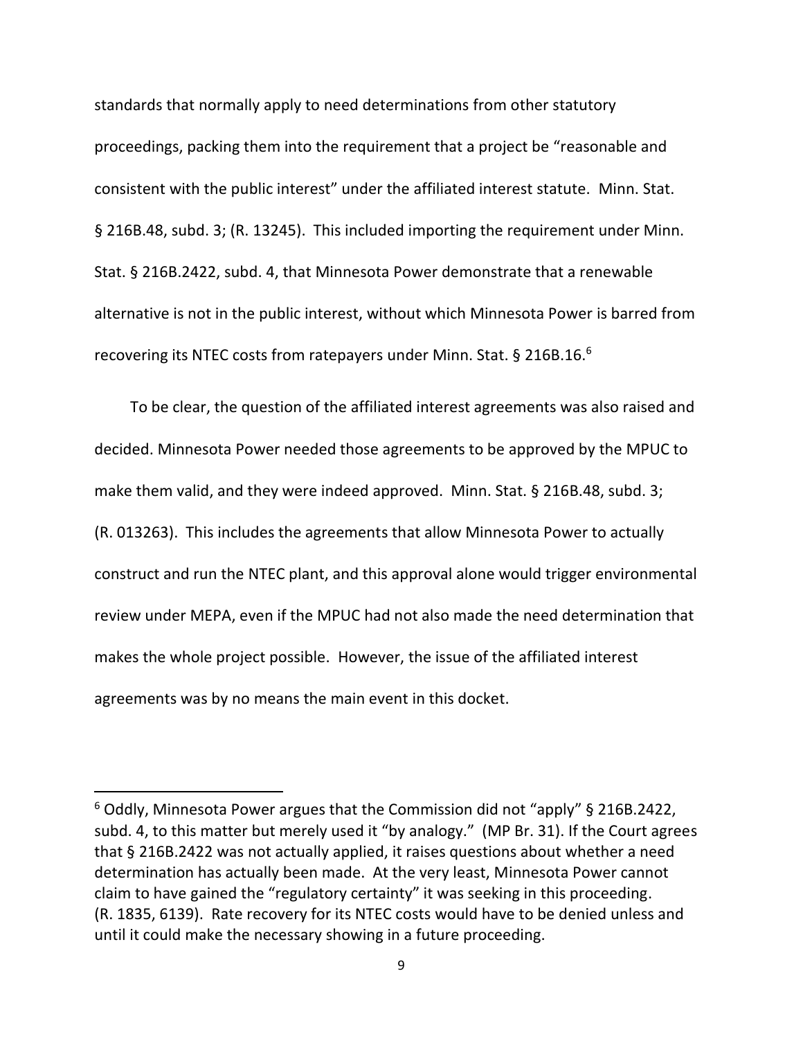standards that normally apply to need determinations from other statutory proceedings, packing them into the requirement that a project be "reasonable and consistent with the public interest" under the affiliated interest statute. Minn. Stat. § 216B.48, subd. 3; (R. 13245). This included importing the requirement under Minn. Stat. § 216B.2422, subd. 4, that Minnesota Power demonstrate that a renewable alternative is not in the public interest, without which Minnesota Power is barred from recovering its NTEC costs from ratepayers under Minn. Stat. § 216B.16.[6]

To be clear, the question of the affiliated interest agreements was also raised and decided. Minnesota Power needed those agreements to be approved by the MPUC to make them valid, and they were indeed approved. Minn. Stat. § 216B.48, subd. 3; (R. 013263). This includes the agreements that allow Minnesota Power to actually construct and run the NTEC plant, and this approval alone would trigger environmental review under MEPA, even if the MPUC had not also made the need determination that makes the whole project possible. However, the issue of the affiliated interest agreements was by no means the main event in this docket.

---

[6] Oddly, Minnesota Power argues that the Commission did not "apply" § 216B.2422, subd. 4, to this matter but merely used it "by analogy." (MP Br. 31). If the Court agrees that § 216B.2422 was not actually applied, it raises questions about whether a need determination has actually been made. At the very least, Minnesota Power cannot claim to have gained the "regulatory certainty" it was seeking in this proceeding. (R. 1835, 6139). Rate recovery for its NTEC costs would have to be denied unless and until it could make the necessary showing in a future proceeding.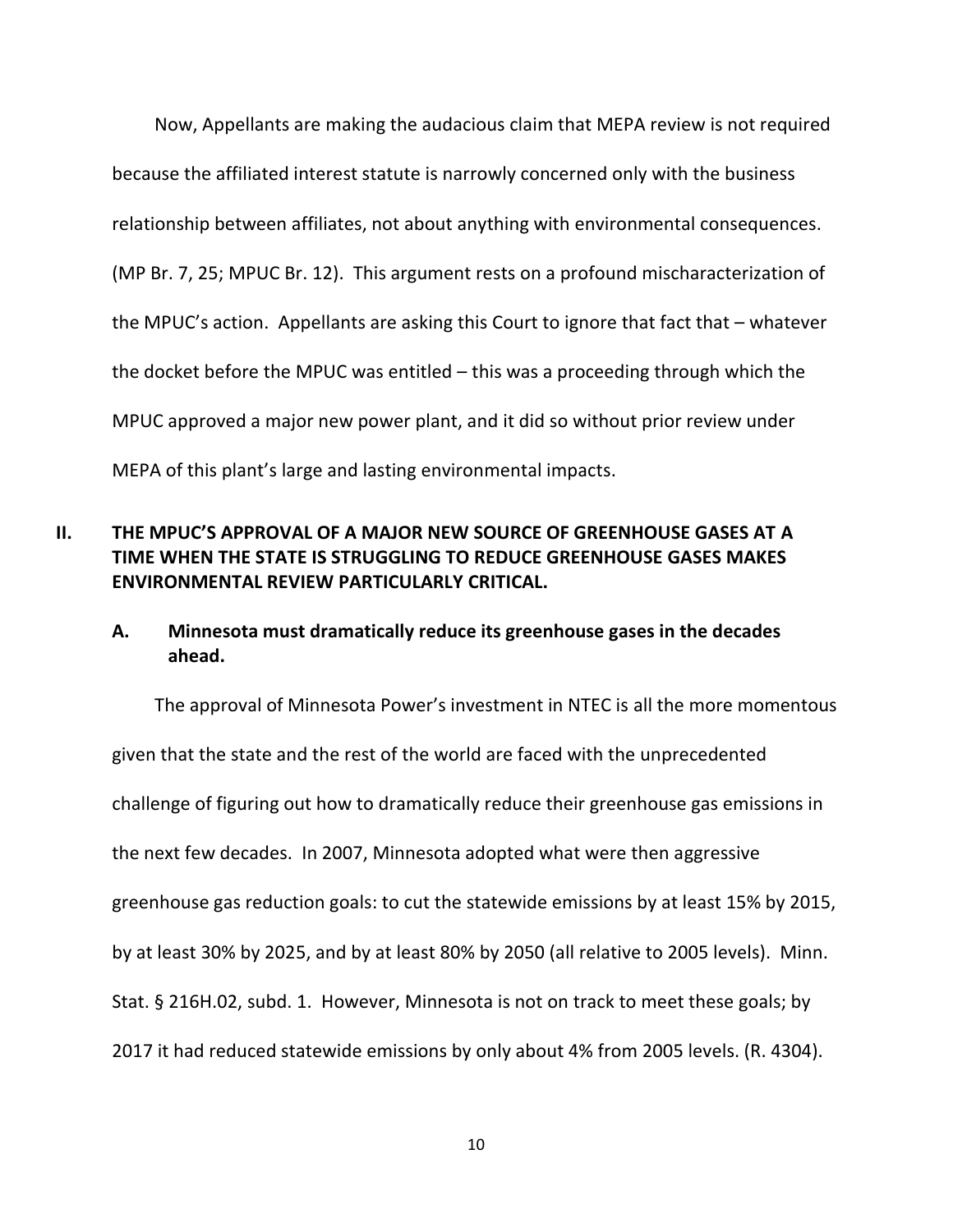Now, Appellants are making the audacious claim that MEPA review is not required because the affiliated interest statute is narrowly concerned only with the business relationship between affiliates, not about anything with environmental consequences. (MP Br. 7, 25; MPUC Br. 12). This argument rests on a profound mischaracterization of the MPUC's action. Appellants are asking this Court to ignore that fact that – whatever the docket before the MPUC was entitled – this was a proceeding through which the MPUC approved a major new power plant, and it did so without prior review under MEPA of this plant's large and lasting environmental impacts.

## II. THE MPUC'S APPROVAL OF A MAJOR NEW SOURCE OF GREENHOUSE GASES AT A TIME WHEN THE STATE IS STRUGGLING TO REDUCE GREENHOUSE GASES MAKES ENVIRONMENTAL REVIEW PARTICULARLY CRITICAL.

### A. Minnesota must dramatically reduce its greenhouse gases in the decades ahead.

The approval of Minnesota Power's investment in NTEC is all the more momentous given that the state and the rest of the world are faced with the unprecedented challenge of figuring out how to dramatically reduce their greenhouse gas emissions in the next few decades. In 2007, Minnesota adopted what were then aggressive greenhouse gas reduction goals: to cut the statewide emissions by at least 15% by 2015, by at least 30% by 2025, and by at least 80% by 2050 (all relative to 2005 levels). Minn. Stat. § 216H.02, subd. 1. However, Minnesota is not on track to meet these goals; by 2017 it had reduced statewide emissions by only about 4% from 2005 levels. (R. 4304).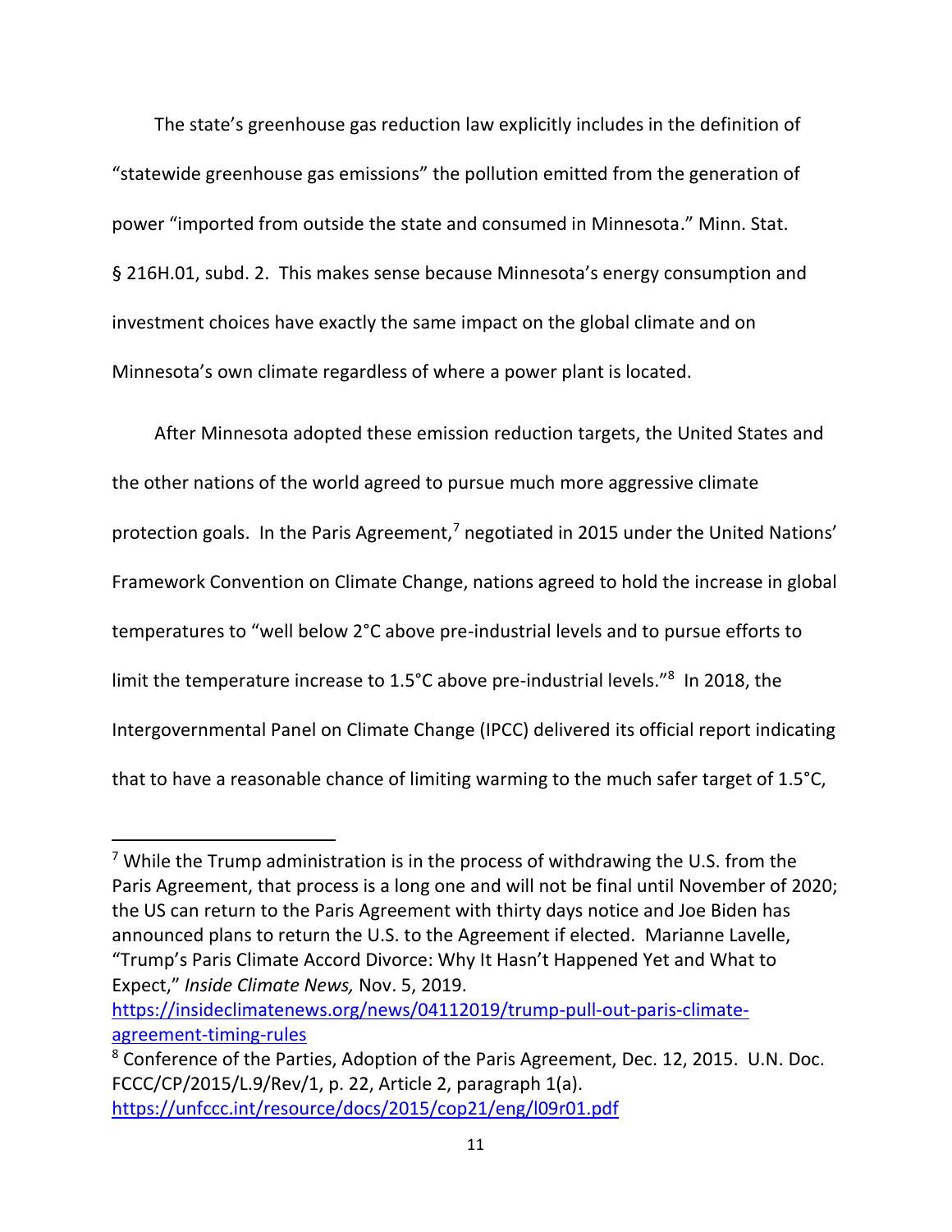The state's greenhouse gas reduction law explicitly includes in the definition of "statewide greenhouse gas emissions" the pollution emitted from the generation of power "imported from outside the state and consumed in Minnesota." Minn. Stat. § 216H.01, subd. 2. This makes sense because Minnesota's energy consumption and investment choices have exactly the same impact on the global climate and on Minnesota's own climate regardless of where a power plant is located.

After Minnesota adopted these emission reduction targets, the United States and the other nations of the world agreed to pursue much more aggressive climate protection goals. In the Paris Agreement,[7] negotiated in 2015 under the United Nations' Framework Convention on Climate Change, nations agreed to hold the increase in global temperatures to "well below 2°C above pre-industrial levels and to pursue efforts to limit the temperature increase to 1.5°C above pre-industrial levels."[8] In 2018, the Intergovernmental Panel on Climate Change (IPCC) delivered its official report indicating that to have a reasonable chance of limiting warming to the much safer target of 1.5°C,

---

[7] While the Trump administration is in the process of withdrawing the U.S. from the Paris Agreement, that process is a long one and will not be final until November of 2020; the US can return to the Paris Agreement with thirty days notice and Joe Biden has announced plans to return the U.S. to the Agreement if elected. Marianne Lavelle, "Trump's Paris Climate Accord Divorce: Why It Hasn't Happened Yet and What to Expect," *Inside Climate News,* Nov. 5, 2019. https://insideclimatenews.org/news/04112019/trump-pull-out-paris-climate-agreement-timing-rules

[8] Conference of the Parties, Adoption of the Paris Agreement, Dec. 12, 2015. U.N. Doc. FCCC/CP/2015/L.9/Rev/1, p. 22, Article 2, paragraph 1(a). https://unfccc.int/resource/docs/2015/cop21/eng/l09r01.pdf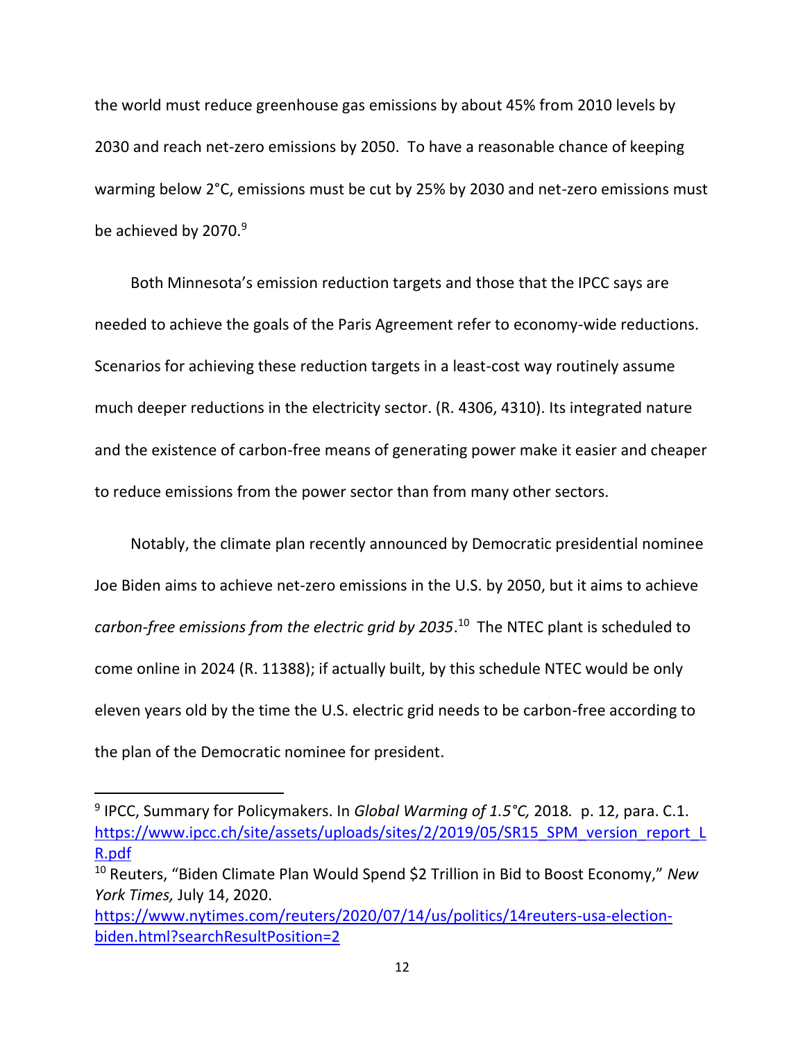the world must reduce greenhouse gas emissions by about 45% from 2010 levels by 2030 and reach net-zero emissions by 2050. To have a reasonable chance of keeping warming below 2°C, emissions must be cut by 25% by 2030 and net-zero emissions must be achieved by 2070.[9]

Both Minnesota's emission reduction targets and those that the IPCC says are needed to achieve the goals of the Paris Agreement refer to economy-wide reductions. Scenarios for achieving these reduction targets in a least-cost way routinely assume much deeper reductions in the electricity sector. (R. 4306, 4310). Its integrated nature and the existence of carbon-free means of generating power make it easier and cheaper to reduce emissions from the power sector than from many other sectors.

Notably, the climate plan recently announced by Democratic presidential nominee Joe Biden aims to achieve net-zero emissions in the U.S. by 2050, but it aims to achieve *carbon-free emissions from the electric grid by 2035*.[10] The NTEC plant is scheduled to come online in 2024 (R. 11388); if actually built, by this schedule NTEC would be only eleven years old by the time the U.S. electric grid needs to be carbon-free according to the plan of the Democratic nominee for president.

---

[9] IPCC, Summary for Policymakers. In *Global Warming of 1.5°C,* 2018. p. 12, para. C.1. https://www.ipcc.ch/site/assets/uploads/sites/2/2019/05/SR15_SPM_version_report_LR.pdf

[10] Reuters, "Biden Climate Plan Would Spend $2 Trillion in Bid to Boost Economy," *New York Times,* July 14, 2020. https://www.nytimes.com/reuters/2020/07/14/us/politics/14reuters-usa-election-biden.html?searchResultPosition=2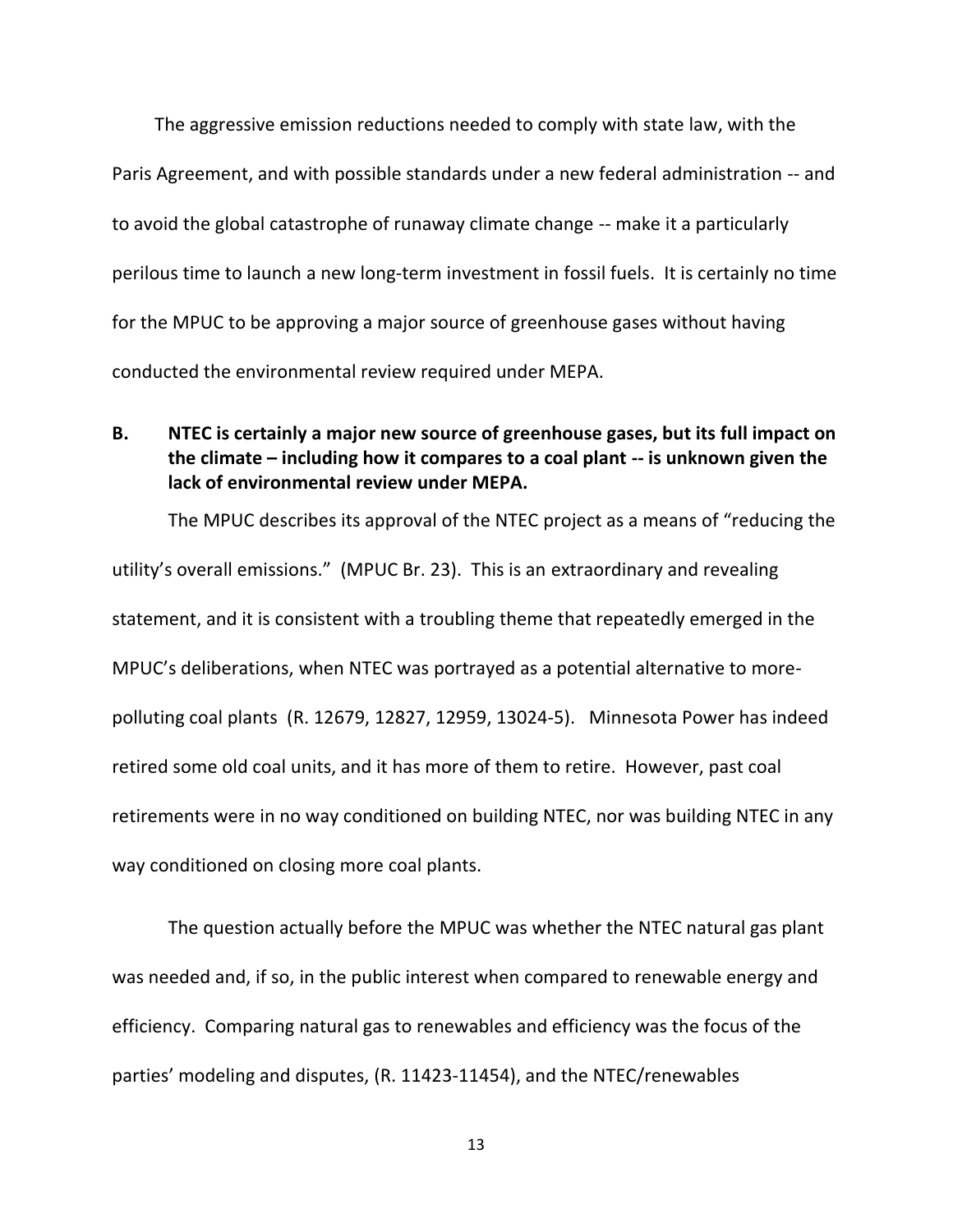The aggressive emission reductions needed to comply with state law, with the Paris Agreement, and with possible standards under a new federal administration -- and to avoid the global catastrophe of runaway climate change -- make it a particularly perilous time to launch a new long-term investment in fossil fuels. It is certainly no time for the MPUC to be approving a major source of greenhouse gases without having conducted the environmental review required under MEPA.

### B. NTEC is certainly a major new source of greenhouse gases, but its full impact on the climate – including how it compares to a coal plant -- is unknown given the lack of environmental review under MEPA.

The MPUC describes its approval of the NTEC project as a means of "reducing the utility's overall emissions." (MPUC Br. 23). This is an extraordinary and revealing statement, and it is consistent with a troubling theme that repeatedly emerged in the MPUC's deliberations, when NTEC was portrayed as a potential alternative to more-polluting coal plants (R. 12679, 12827, 12959, 13024-5). Minnesota Power has indeed retired some old coal units, and it has more of them to retire. However, past coal retirements were in no way conditioned on building NTEC, nor was building NTEC in any way conditioned on closing more coal plants.

The question actually before the MPUC was whether the NTEC natural gas plant was needed and, if so, in the public interest when compared to renewable energy and efficiency. Comparing natural gas to renewables and efficiency was the focus of the parties' modeling and disputes, (R. 11423-11454), and the NTEC/renewables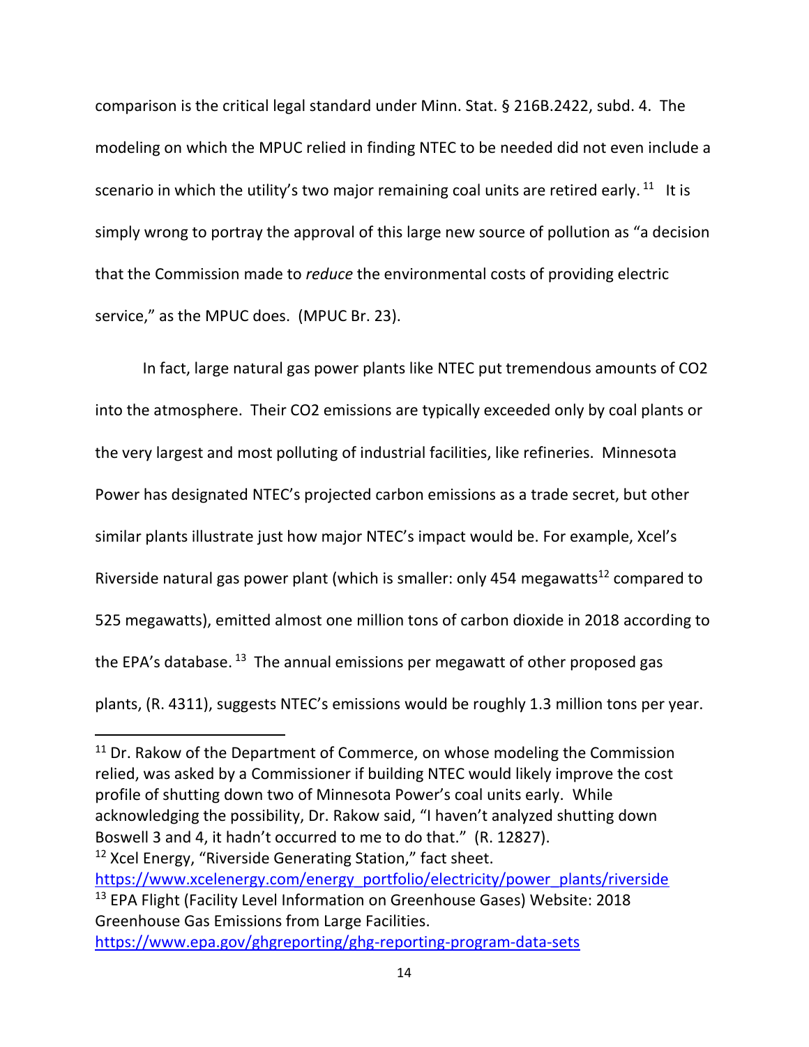comparison is the critical legal standard under Minn. Stat. § 216B.2422, subd. 4. The modeling on which the MPUC relied in finding NTEC to be needed did not even include a scenario in which the utility's two major remaining coal units are retired early.[11] It is simply wrong to portray the approval of this large new source of pollution as "a decision that the Commission made to *reduce* the environmental costs of providing electric service," as the MPUC does. (MPUC Br. 23).

In fact, large natural gas power plants like NTEC put tremendous amounts of $CO_2$ into the atmosphere. Their $CO_2$ emissions are typically exceeded only by coal plants or the very largest and most polluting of industrial facilities, like refineries. Minnesota Power has designated NTEC's projected carbon emissions as a trade secret, but other similar plants illustrate just how major NTEC's impact would be. For example, Xcel's Riverside natural gas power plant (which is smaller: only 454 megawatts[12] compared to 525 megawatts), emitted almost one million tons of carbon dioxide in 2018 according to the EPA's database.[13] The annual emissions per megawatt of other proposed gas plants, (R. 4311), suggests NTEC's emissions would be roughly 1.3 million tons per year.

---

[11] Dr. Rakow of the Department of Commerce, on whose modeling the Commission relied, was asked by a Commissioner if building NTEC would likely improve the cost profile of shutting down two of Minnesota Power's coal units early. While acknowledging the possibility, Dr. Rakow said, "I haven't analyzed shutting down Boswell 3 and 4, it hadn't occurred to me to do that." (R. 12827).

[12] Xcel Energy, "Riverside Generating Station," fact sheet. https://www.xcelenergy.com/energy_portfolio/electricity/power_plants/riverside

[13] EPA Flight (Facility Level Information on Greenhouse Gases) Website: 2018 Greenhouse Gas Emissions from Large Facilities. https://www.epa.gov/ghgreporting/ghg-reporting-program-data-sets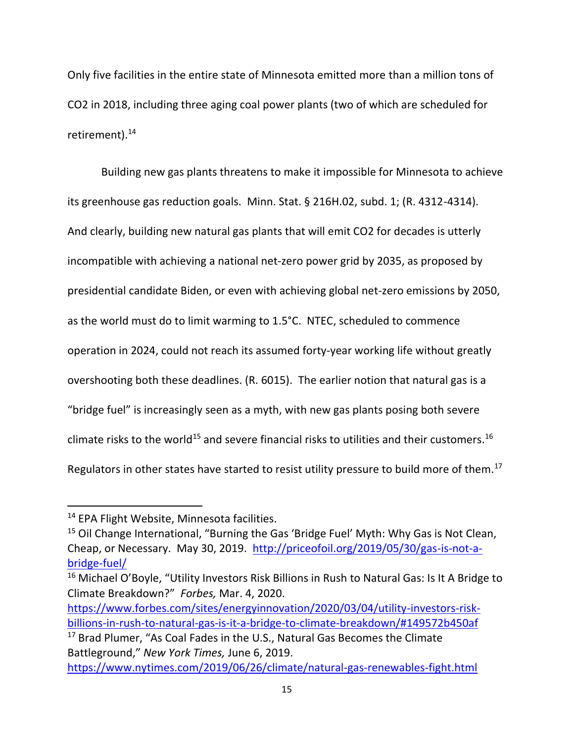Only five facilities in the entire state of Minnesota emitted more than a million tons of $CO_2$ in 2018, including three aging coal power plants (two of which are scheduled for retirement).[14]

Building new gas plants threatens to make it impossible for Minnesota to achieve its greenhouse gas reduction goals. Minn. Stat. § 216H.02, subd. 1; (R. 4312-4314). And clearly, building new natural gas plants that will emit $CO_2$ for decades is utterly incompatible with achieving a national net-zero power grid by 2035, as proposed by presidential candidate Biden, or even with achieving global net-zero emissions by 2050, as the world must do to limit warming to 1.5°C. NTEC, scheduled to commence operation in 2024, could not reach its assumed forty-year working life without greatly overshooting both these deadlines. (R. 6015). The earlier notion that natural gas is a "bridge fuel" is increasingly seen as a myth, with new gas plants posing both severe climate risks to the world[15] and severe financial risks to utilities and their customers.[16] Regulators in other states have started to resist utility pressure to build more of them.[17]

---

[14] EPA Flight Website, Minnesota facilities.

[15] Oil Change International, "Burning the Gas 'Bridge Fuel' Myth: Why Gas is Not Clean, Cheap, or Necessary. May 30, 2019. http://priceofoil.org/2019/05/30/gas-is-not-a-bridge-fuel/

[16] Michael O'Boyle, "Utility Investors Risk Billions in Rush to Natural Gas: Is It A Bridge to Climate Breakdown?" *Forbes,* Mar. 4, 2020. https://www.forbes.com/sites/energyinnovation/2020/03/04/utility-investors-risk-billions-in-rush-to-natural-gas-is-it-a-bridge-to-climate-breakdown/#149572b450af

[17] Brad Plumer, "As Coal Fades in the U.S., Natural Gas Becomes the Climate Battleground," *New York Times,* June 6, 2019. https://www.nytimes.com/2019/06/26/climate/natural-gas-renewables-fight.html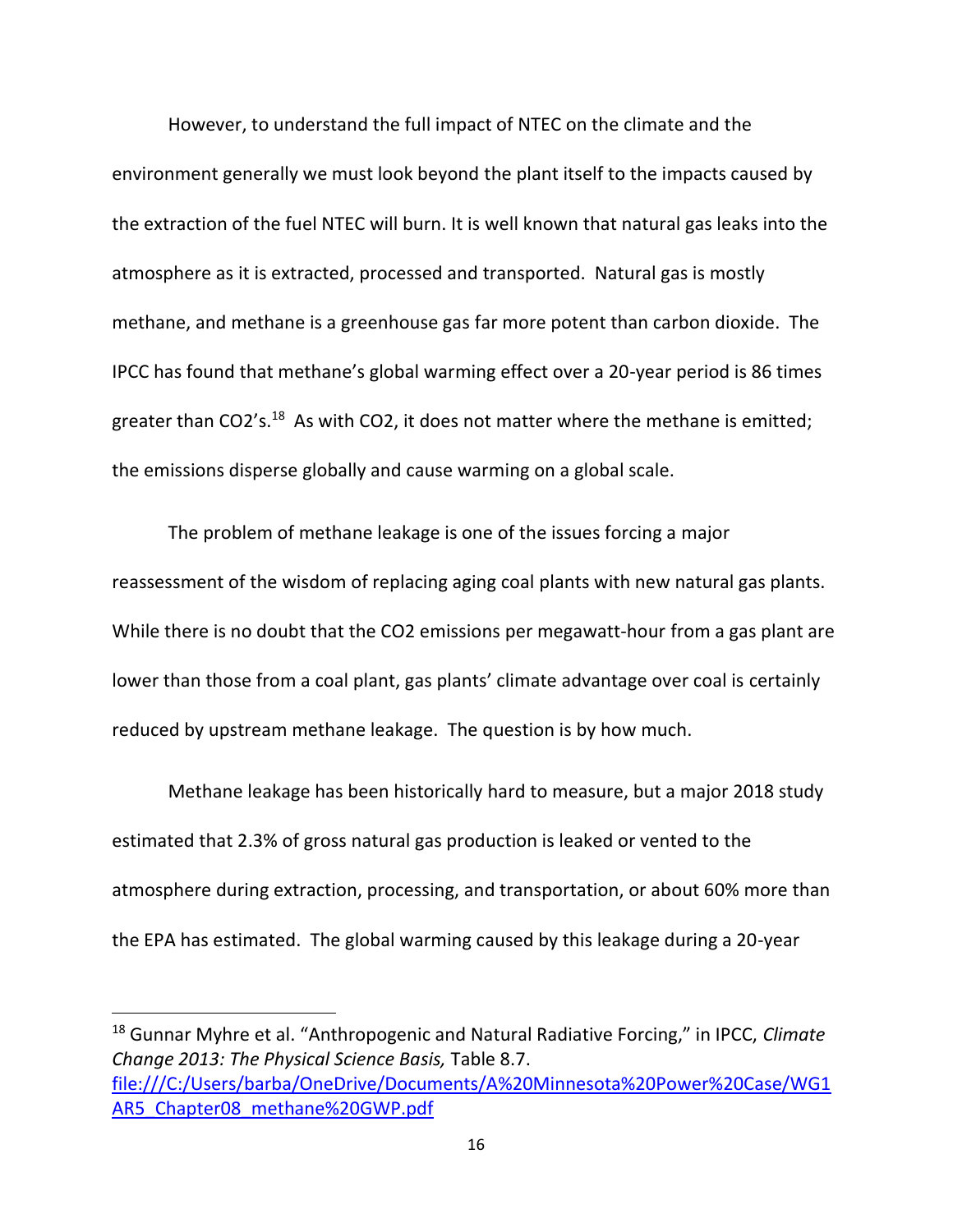However, to understand the full impact of NTEC on the climate and the environment generally we must look beyond the plant itself to the impacts caused by the extraction of the fuel NTEC will burn. It is well known that natural gas leaks into the atmosphere as it is extracted, processed and transported. Natural gas is mostly methane, and methane is a greenhouse gas far more potent than carbon dioxide. The IPCC has found that methane's global warming effect over a 20-year period is 86 times greater than $CO_2$'s.[18] As with $CO_2$, it does not matter where the methane is emitted; the emissions disperse globally and cause warming on a global scale.

The problem of methane leakage is one of the issues forcing a major reassessment of the wisdom of replacing aging coal plants with new natural gas plants. While there is no doubt that the $CO_2$ emissions per megawatt-hour from a gas plant are lower than those from a coal plant, gas plants' climate advantage over coal is certainly reduced by upstream methane leakage. The question is by how much.

Methane leakage has been historically hard to measure, but a major 2018 study estimated that 2.3% of gross natural gas production is leaked or vented to the atmosphere during extraction, processing, and transportation, or about 60% more than the EPA has estimated. The global warming caused by this leakage during a 20-year

---

[18] Gunnar Myhre et al. "Anthropogenic and Natural Radiative Forcing," in IPCC, *Climate Change 2013: The Physical Science Basis,* Table 8.7. [file:///C:/Users/barba/OneDrive/Documents/A%20Minnesota%20Power%20Case/WG1AR5_Chapter08_methane%20GWP.pdf](file:///C:/Users/barba/OneDrive/Documents/A%20Minnesota%20Power%20Case/WG1AR5_Chapter08_methane%20GWP.pdf)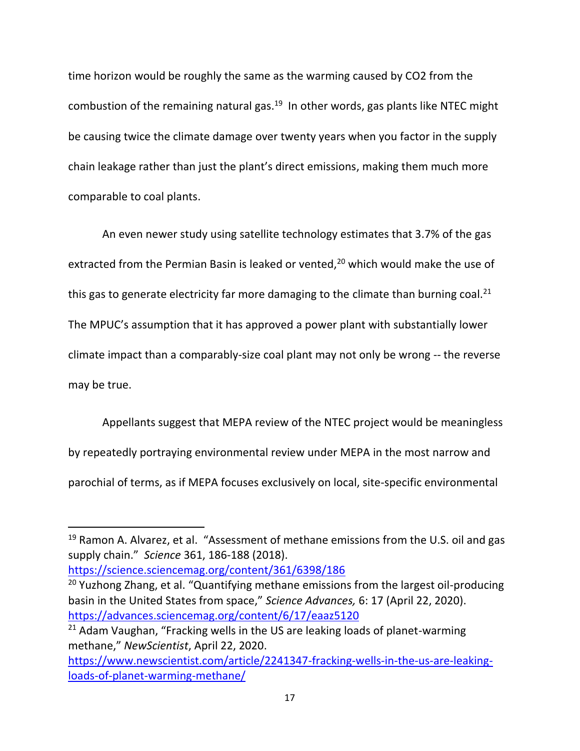time horizon would be roughly the same as the warming caused by $CO_2$ from the combustion of the remaining natural gas.[19] In other words, gas plants like NTEC might be causing twice the climate damage over twenty years when you factor in the supply chain leakage rather than just the plant's direct emissions, making them much more comparable to coal plants.

An even newer study using satellite technology estimates that 3.7% of the gas extracted from the Permian Basin is leaked or vented,[20] which would make the use of this gas to generate electricity far more damaging to the climate than burning coal.[21] The MPUC's assumption that it has approved a power plant with substantially lower climate impact than a comparably-size coal plant may not only be wrong -- the reverse may be true.

Appellants suggest that MEPA review of the NTEC project would be meaningless by repeatedly portraying environmental review under MEPA in the most narrow and parochial of terms, as if MEPA focuses exclusively on local, site-specific environmental

---

[19] Ramon A. Alvarez, et al. "Assessment of methane emissions from the U.S. oil and gas supply chain." *Science* 361, 186-188 (2018). https://science.sciencemag.org/content/361/6398/186

[20] Yuzhong Zhang, et al. "Quantifying methane emissions from the largest oil-producing basin in the United States from space," *Science Advances,* 6: 17 (April 22, 2020). https://advances.sciencemag.org/content/6/17/eaaz5120

[21] Adam Vaughan, "Fracking wells in the US are leaking loads of planet-warming methane," *NewScientist*, April 22, 2020. https://www.newscientist.com/article/2241347-fracking-wells-in-the-us-are-leaking-loads-of-planet-warming-methane/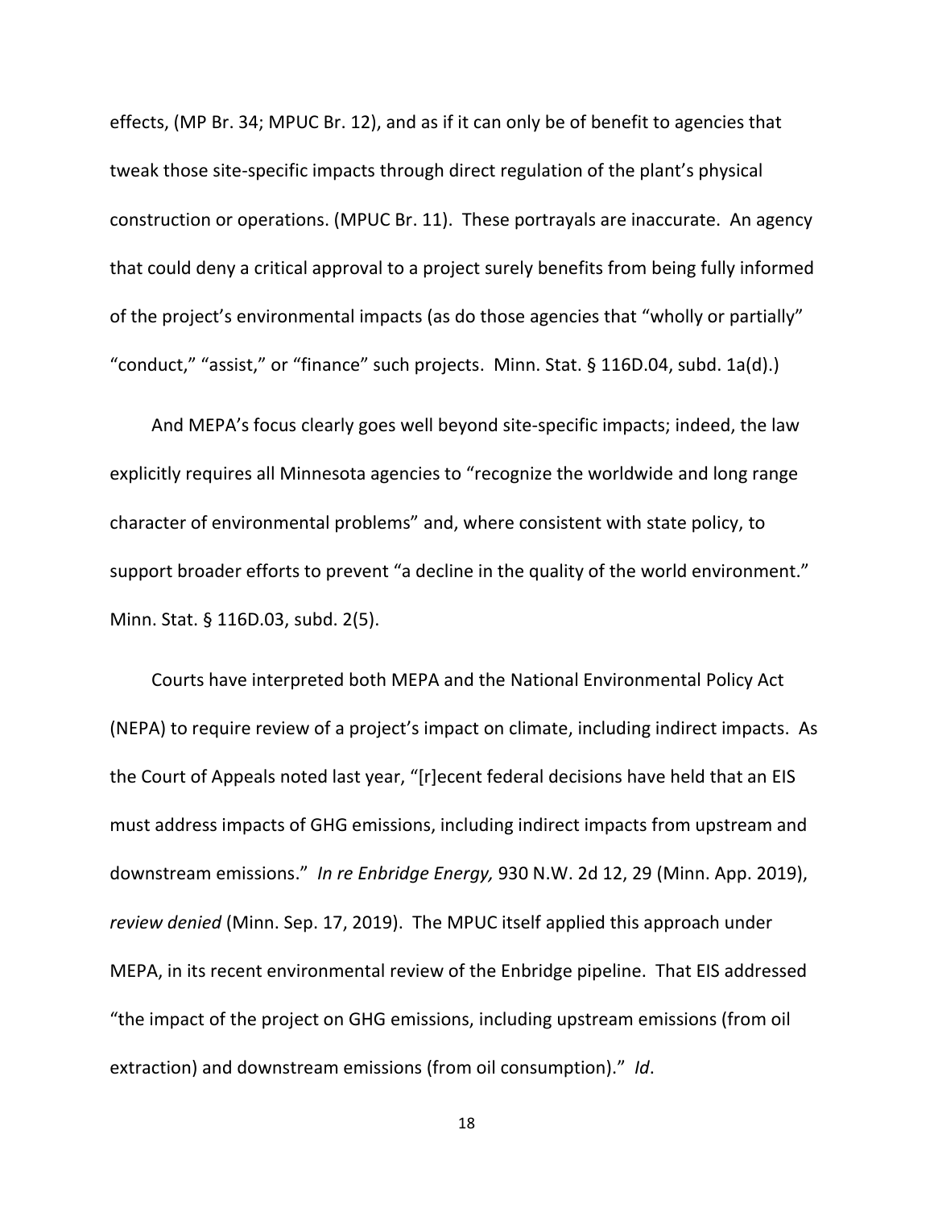effects, (MP Br. 34; MPUC Br. 12), and as if it can only be of benefit to agencies that tweak those site-specific impacts through direct regulation of the plant's physical construction or operations. (MPUC Br. 11). These portrayals are inaccurate. An agency that could deny a critical approval to a project surely benefits from being fully informed of the project's environmental impacts (as do those agencies that "wholly or partially" "conduct," "assist," or "finance" such projects. Minn. Stat. § 116D.04, subd. 1a(d).)

And MEPA's focus clearly goes well beyond site-specific impacts; indeed, the law explicitly requires all Minnesota agencies to "recognize the worldwide and long range character of environmental problems" and, where consistent with state policy, to support broader efforts to prevent "a decline in the quality of the world environment." Minn. Stat. § 116D.03, subd. 2(5).

Courts have interpreted both MEPA and the National Environmental Policy Act (NEPA) to require review of a project's impact on climate, including indirect impacts. As the Court of Appeals noted last year, "[r]ecent federal decisions have held that an EIS must address impacts of GHG emissions, including indirect impacts from upstream and downstream emissions." *In re Enbridge Energy,* 930 N.W. 2d 12, 29 (Minn. App. 2019), *review denied* (Minn. Sep. 17, 2019). The MPUC itself applied this approach under MEPA, in its recent environmental review of the Enbridge pipeline. That EIS addressed "the impact of the project on GHG emissions, including upstream emissions (from oil extraction) and downstream emissions (from oil consumption)." *Id*.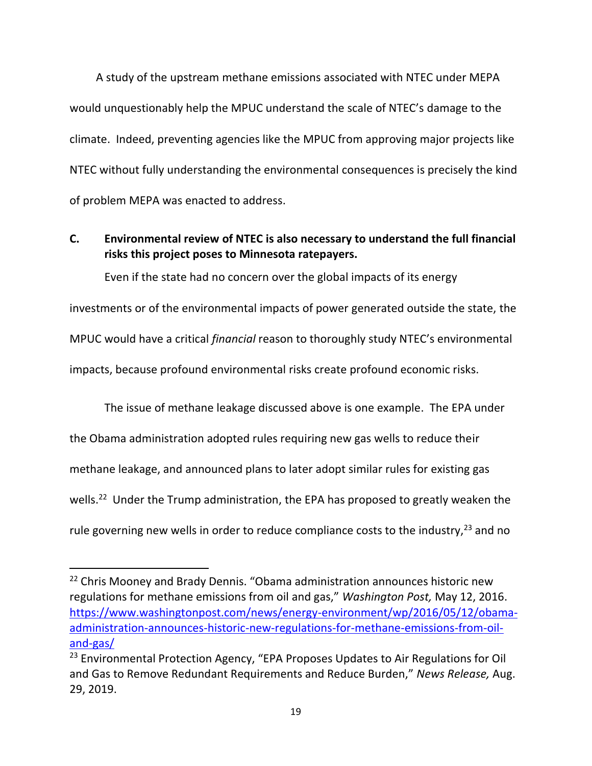A study of the upstream methane emissions associated with NTEC under MEPA would unquestionably help the MPUC understand the scale of NTEC's damage to the climate. Indeed, preventing agencies like the MPUC from approving major projects like NTEC without fully understanding the environmental consequences is precisely the kind of problem MEPA was enacted to address.

**C. Environmental review of NTEC is also necessary to understand the full financial risks this project poses to Minnesota ratepayers.**

Even if the state had no concern over the global impacts of its energy investments or of the environmental impacts of power generated outside the state, the MPUC would have a critical *financial* reason to thoroughly study NTEC's environmental impacts, because profound environmental risks create profound economic risks.

The issue of methane leakage discussed above is one example. The EPA under the Obama administration adopted rules requiring new gas wells to reduce their methane leakage, and announced plans to later adopt similar rules for existing gas wells.[22] Under the Trump administration, the EPA has proposed to greatly weaken the rule governing new wells in order to reduce compliance costs to the industry,[23] and no

---

[22] Chris Mooney and Brady Dennis. "Obama administration announces historic new regulations for methane emissions from oil and gas," *Washington Post,* May 12, 2016. https://www.washingtonpost.com/news/energy-environment/wp/2016/05/12/obama-administration-announces-historic-new-regulations-for-methane-emissions-from-oil-and-gas/

[23] Environmental Protection Agency, "EPA Proposes Updates to Air Regulations for Oil and Gas to Remove Redundant Requirements and Reduce Burden," *News Release,* Aug. 29, 2019.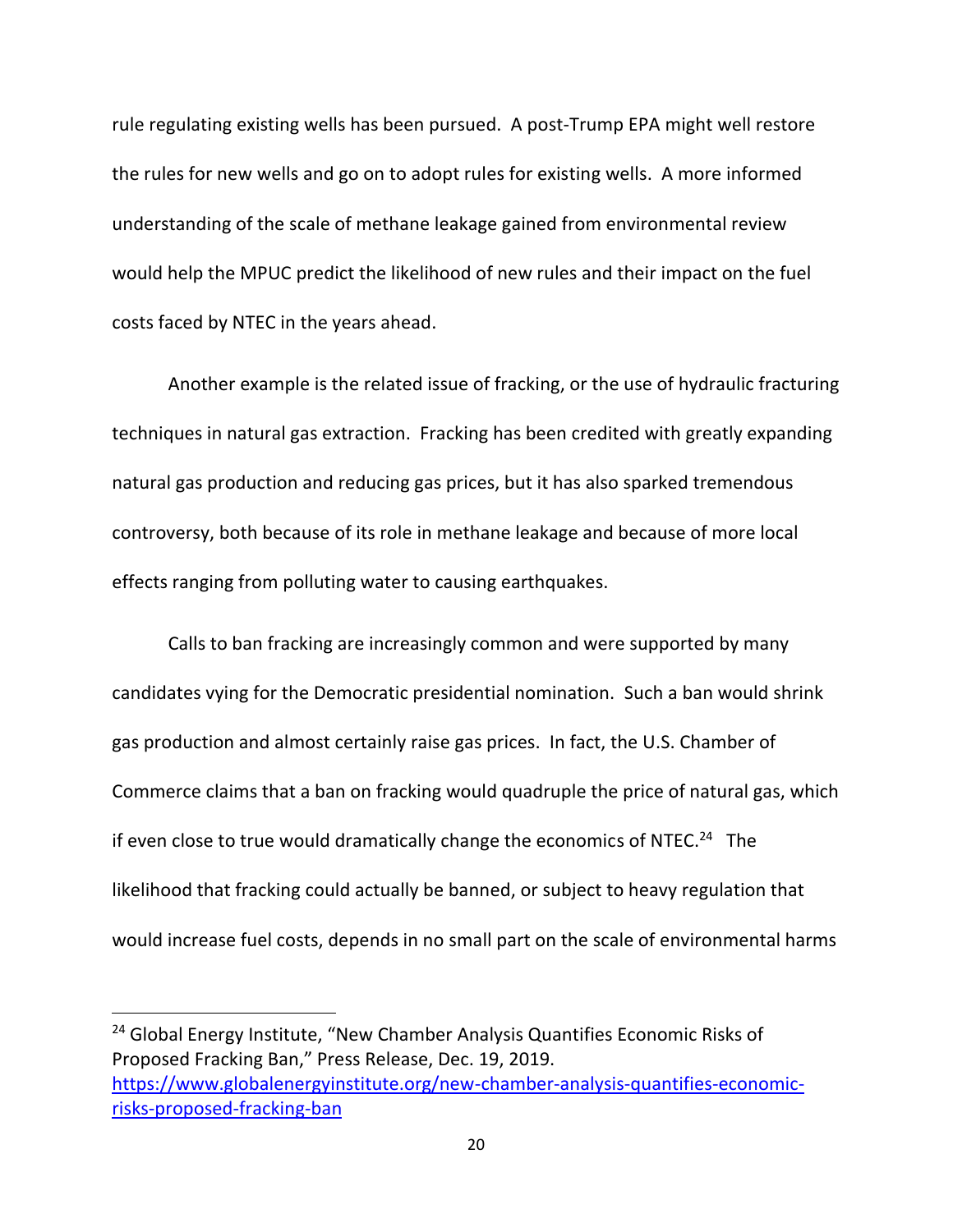rule regulating existing wells has been pursued. A post-Trump EPA might well restore the rules for new wells and go on to adopt rules for existing wells. A more informed understanding of the scale of methane leakage gained from environmental review would help the MPUC predict the likelihood of new rules and their impact on the fuel costs faced by NTEC in the years ahead.

Another example is the related issue of fracking, or the use of hydraulic fracturing techniques in natural gas extraction. Fracking has been credited with greatly expanding natural gas production and reducing gas prices, but it has also sparked tremendous controversy, both because of its role in methane leakage and because of more local effects ranging from polluting water to causing earthquakes.

Calls to ban fracking are increasingly common and were supported by many candidates vying for the Democratic presidential nomination. Such a ban would shrink gas production and almost certainly raise gas prices. In fact, the U.S. Chamber of Commerce claims that a ban on fracking would quadruple the price of natural gas, which if even close to true would dramatically change the economics of NTEC.[24] The likelihood that fracking could actually be banned, or subject to heavy regulation that would increase fuel costs, depends in no small part on the scale of environmental harms

---

[24] Global Energy Institute, "New Chamber Analysis Quantifies Economic Risks of Proposed Fracking Ban," Press Release, Dec. 19, 2019. https://www.globalenergyinstitute.org/new-chamber-analysis-quantifies-economic-risks-proposed-fracking-ban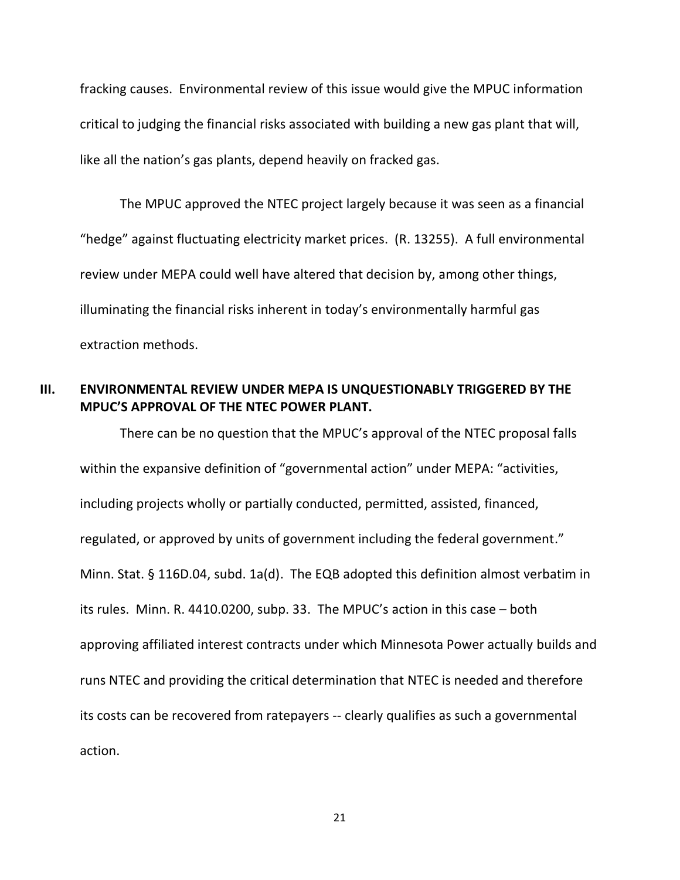fracking causes. Environmental review of this issue would give the MPUC information critical to judging the financial risks associated with building a new gas plant that will, like all the nation's gas plants, depend heavily on fracked gas.

The MPUC approved the NTEC project largely because it was seen as a financial "hedge" against fluctuating electricity market prices. (R. 13255). A full environmental review under MEPA could well have altered that decision by, among other things, illuminating the financial risks inherent in today's environmentally harmful gas extraction methods.

## III. ENVIRONMENTAL REVIEW UNDER MEPA IS UNQUESTIONABLY TRIGGERED BY THE MPUC'S APPROVAL OF THE NTEC POWER PLANT.

There can be no question that the MPUC's approval of the NTEC proposal falls within the expansive definition of "governmental action" under MEPA: "activities, including projects wholly or partially conducted, permitted, assisted, financed, regulated, or approved by units of government including the federal government." Minn. Stat. § 116D.04, subd. 1a(d). The EQB adopted this definition almost verbatim in its rules. Minn. R. 4410.0200, subp. 33. The MPUC's action in this case – both approving affiliated interest contracts under which Minnesota Power actually builds and runs NTEC and providing the critical determination that NTEC is needed and therefore its costs can be recovered from ratepayers -- clearly qualifies as such a governmental action.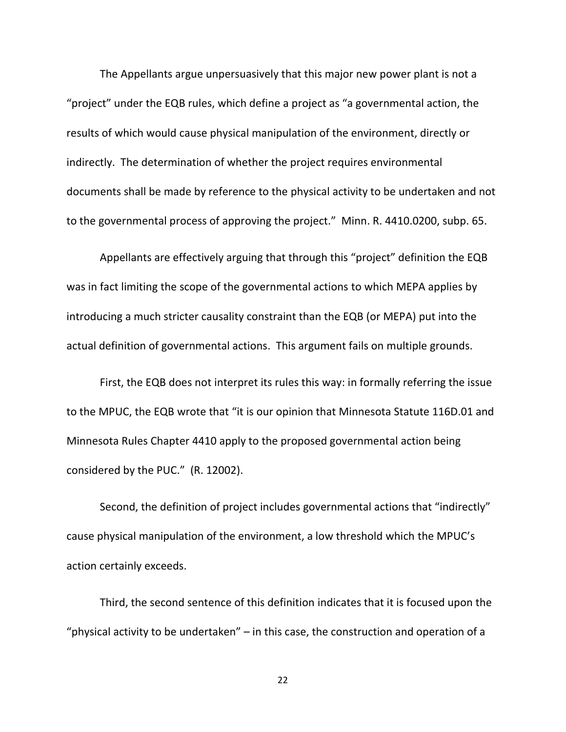The Appellants argue unpersuasively that this major new power plant is not a "project" under the EQB rules, which define a project as "a governmental action, the results of which would cause physical manipulation of the environment, directly or indirectly. The determination of whether the project requires environmental documents shall be made by reference to the physical activity to be undertaken and not to the governmental process of approving the project." Minn. R. 4410.0200, subp. 65.

Appellants are effectively arguing that through this "project" definition the EQB was in fact limiting the scope of the governmental actions to which MEPA applies by introducing a much stricter causality constraint than the EQB (or MEPA) put into the actual definition of governmental actions. This argument fails on multiple grounds.

First, the EQB does not interpret its rules this way: in formally referring the issue to the MPUC, the EQB wrote that "it is our opinion that Minnesota Statute 116D.01 and Minnesota Rules Chapter 4410 apply to the proposed governmental action being considered by the PUC." (R. 12002).

Second, the definition of project includes governmental actions that "indirectly" cause physical manipulation of the environment, a low threshold which the MPUC's action certainly exceeds.

Third, the second sentence of this definition indicates that it is focused upon the "physical activity to be undertaken" – in this case, the construction and operation of a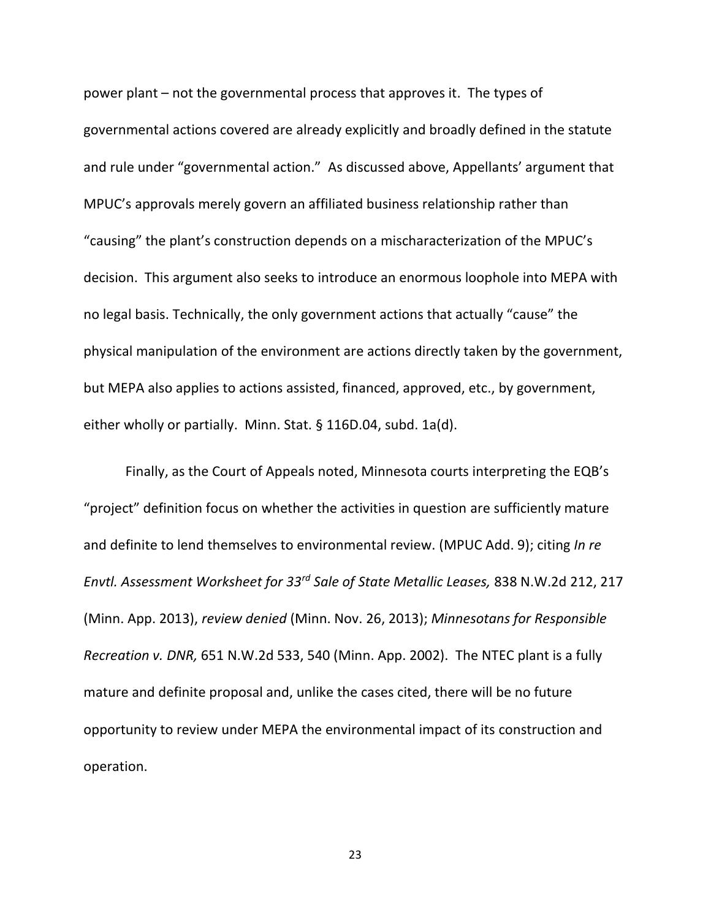power plant – not the governmental process that approves it. The types of governmental actions covered are already explicitly and broadly defined in the statute and rule under "governmental action." As discussed above, Appellants' argument that MPUC's approvals merely govern an affiliated business relationship rather than "causing" the plant's construction depends on a mischaracterization of the MPUC's decision. This argument also seeks to introduce an enormous loophole into MEPA with no legal basis. Technically, the only government actions that actually "cause" the physical manipulation of the environment are actions directly taken by the government, but MEPA also applies to actions assisted, financed, approved, etc., by government, either wholly or partially. Minn. Stat. § 116D.04, subd. 1a(d).

Finally, as the Court of Appeals noted, Minnesota courts interpreting the EQB's "project" definition focus on whether the activities in question are sufficiently mature and definite to lend themselves to environmental review. (MPUC Add. 9); citing *In re Envtl. Assessment Worksheet for 33rd Sale of State Metallic Leases,* 838 N.W.2d 212, 217 (Minn. App. 2013), *review denied* (Minn. Nov. 26, 2013); *Minnesotans for Responsible Recreation v. DNR,* 651 N.W.2d 533, 540 (Minn. App. 2002). The NTEC plant is a fully mature and definite proposal and, unlike the cases cited, there will be no future opportunity to review under MEPA the environmental impact of its construction and operation.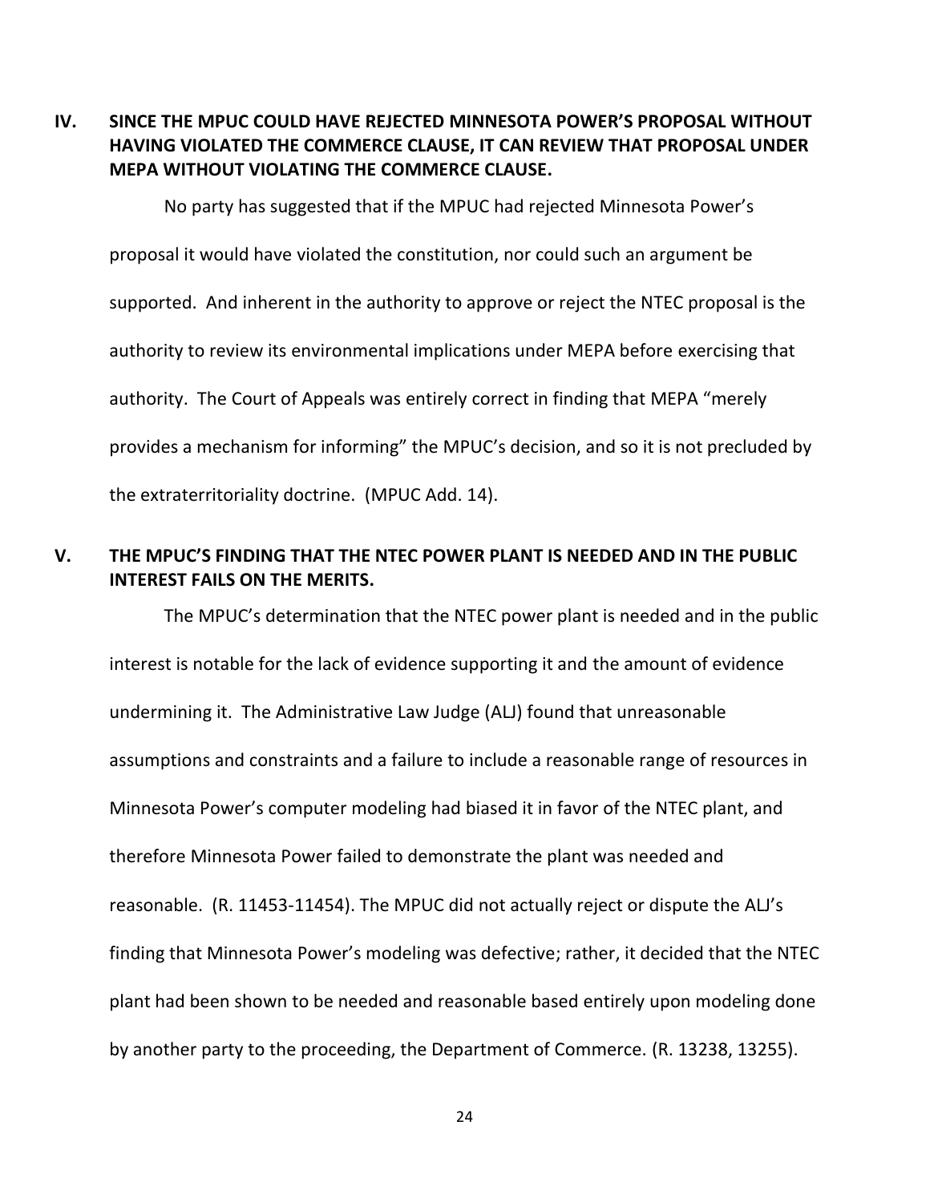## IV. SINCE THE MPUC COULD HAVE REJECTED MINNESOTA POWER'S PROPOSAL WITHOUT HAVING VIOLATED THE COMMERCE CLAUSE, IT CAN REVIEW THAT PROPOSAL UNDER MEPA WITHOUT VIOLATING THE COMMERCE CLAUSE.

No party has suggested that if the MPUC had rejected Minnesota Power's proposal it would have violated the constitution, nor could such an argument be supported. And inherent in the authority to approve or reject the NTEC proposal is the authority to review its environmental implications under MEPA before exercising that authority. The Court of Appeals was entirely correct in finding that MEPA "merely provides a mechanism for informing" the MPUC's decision, and so it is not precluded by the extraterritoriality doctrine. (MPUC Add. 14).

## V. THE MPUC'S FINDING THAT THE NTEC POWER PLANT IS NEEDED AND IN THE PUBLIC INTEREST FAILS ON THE MERITS.

The MPUC's determination that the NTEC power plant is needed and in the public interest is notable for the lack of evidence supporting it and the amount of evidence undermining it. The Administrative Law Judge (ALJ) found that unreasonable assumptions and constraints and a failure to include a reasonable range of resources in Minnesota Power's computer modeling had biased it in favor of the NTEC plant, and therefore Minnesota Power failed to demonstrate the plant was needed and reasonable. (R. 11453-11454). The MPUC did not actually reject or dispute the ALJ's finding that Minnesota Power's modeling was defective; rather, it decided that the NTEC plant had been shown to be needed and reasonable based entirely upon modeling done by another party to the proceeding, the Department of Commerce. (R. 13238, 13255).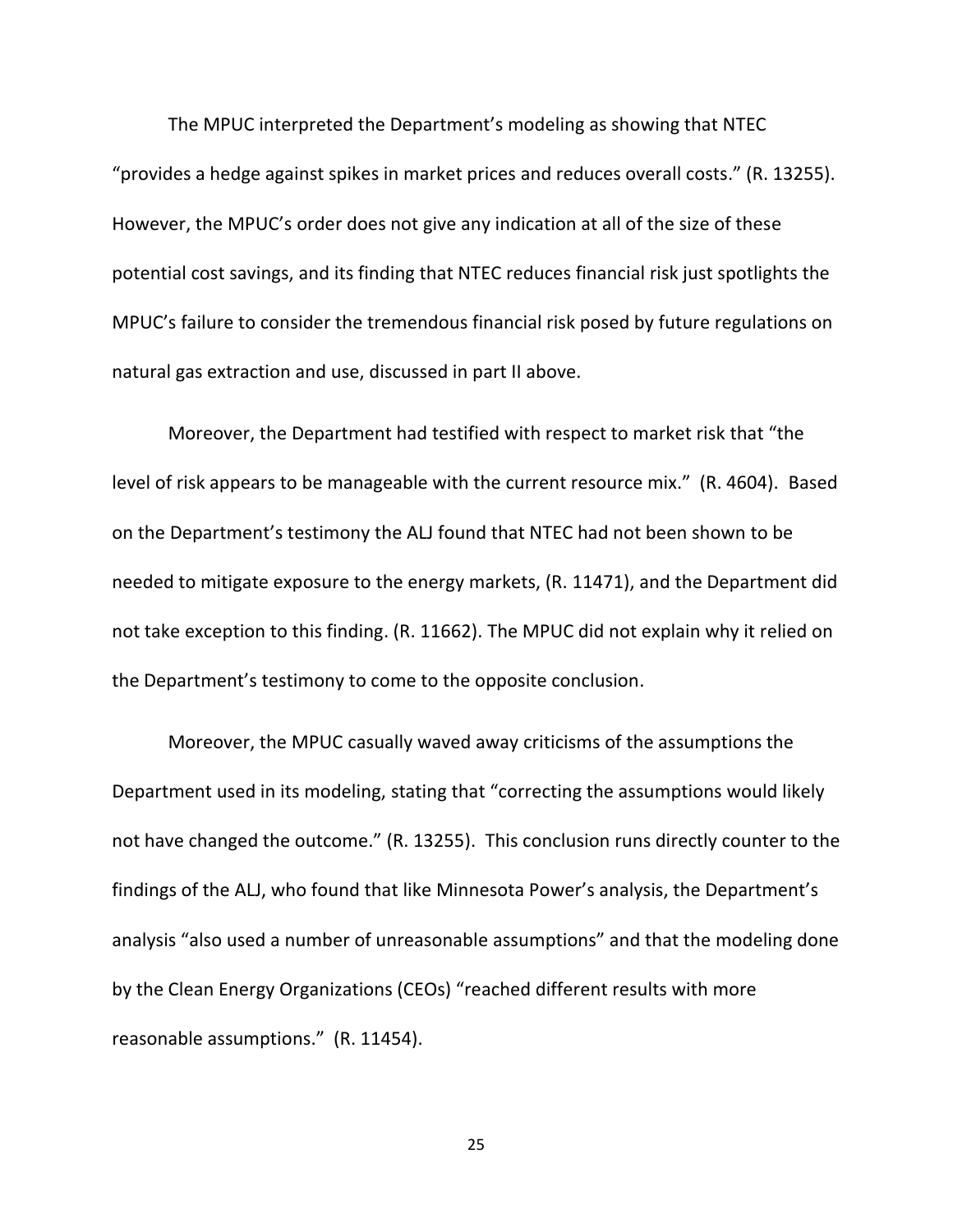The MPUC interpreted the Department's modeling as showing that NTEC "provides a hedge against spikes in market prices and reduces overall costs." (R. 13255). However, the MPUC's order does not give any indication at all of the size of these potential cost savings, and its finding that NTEC reduces financial risk just spotlights the MPUC's failure to consider the tremendous financial risk posed by future regulations on natural gas extraction and use, discussed in part II above.

Moreover, the Department had testified with respect to market risk that "the level of risk appears to be manageable with the current resource mix." (R. 4604). Based on the Department's testimony the ALJ found that NTEC had not been shown to be needed to mitigate exposure to the energy markets, (R. 11471), and the Department did not take exception to this finding. (R. 11662). The MPUC did not explain why it relied on the Department's testimony to come to the opposite conclusion.

Moreover, the MPUC casually waved away criticisms of the assumptions the Department used in its modeling, stating that "correcting the assumptions would likely not have changed the outcome." (R. 13255). This conclusion runs directly counter to the findings of the ALJ, who found that like Minnesota Power's analysis, the Department's analysis "also used a number of unreasonable assumptions" and that the modeling done by the Clean Energy Organizations (CEOs) "reached different results with more reasonable assumptions." (R. 11454).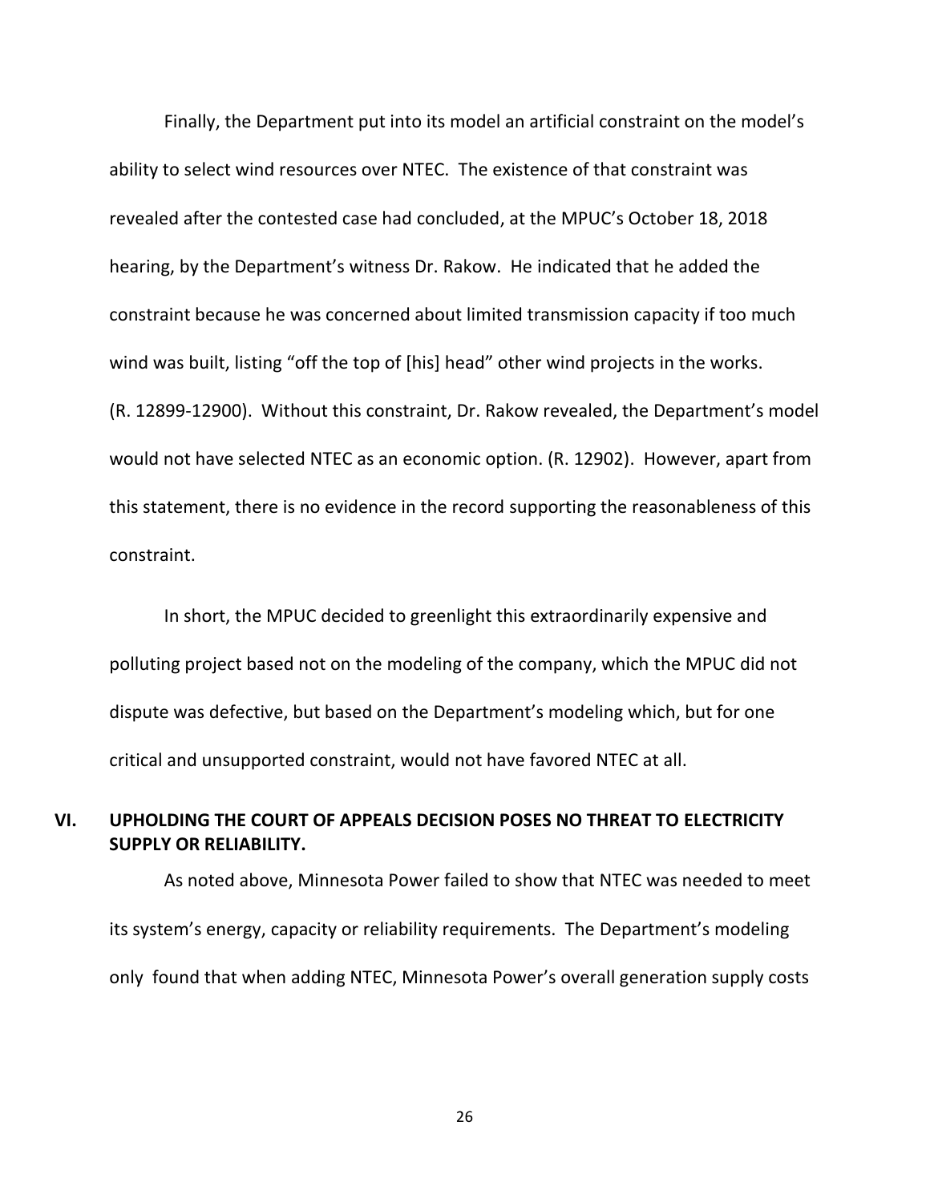Finally, the Department put into its model an artificial constraint on the model's ability to select wind resources over NTEC. The existence of that constraint was revealed after the contested case had concluded, at the MPUC's October 18, 2018 hearing, by the Department's witness Dr. Rakow. He indicated that he added the constraint because he was concerned about limited transmission capacity if too much wind was built, listing "off the top of [his] head" other wind projects in the works. (R. 12899-12900). Without this constraint, Dr. Rakow revealed, the Department's model would not have selected NTEC as an economic option. (R. 12902). However, apart from this statement, there is no evidence in the record supporting the reasonableness of this constraint.

In short, the MPUC decided to greenlight this extraordinarily expensive and polluting project based not on the modeling of the company, which the MPUC did not dispute was defective, but based on the Department's modeling which, but for one critical and unsupported constraint, would not have favored NTEC at all.

## VI. UPHOLDING THE COURT OF APPEALS DECISION POSES NO THREAT TO ELECTRICITY SUPPLY OR RELIABILITY.

As noted above, Minnesota Power failed to show that NTEC was needed to meet its system's energy, capacity or reliability requirements. The Department's modeling only found that when adding NTEC, Minnesota Power's overall generation supply costs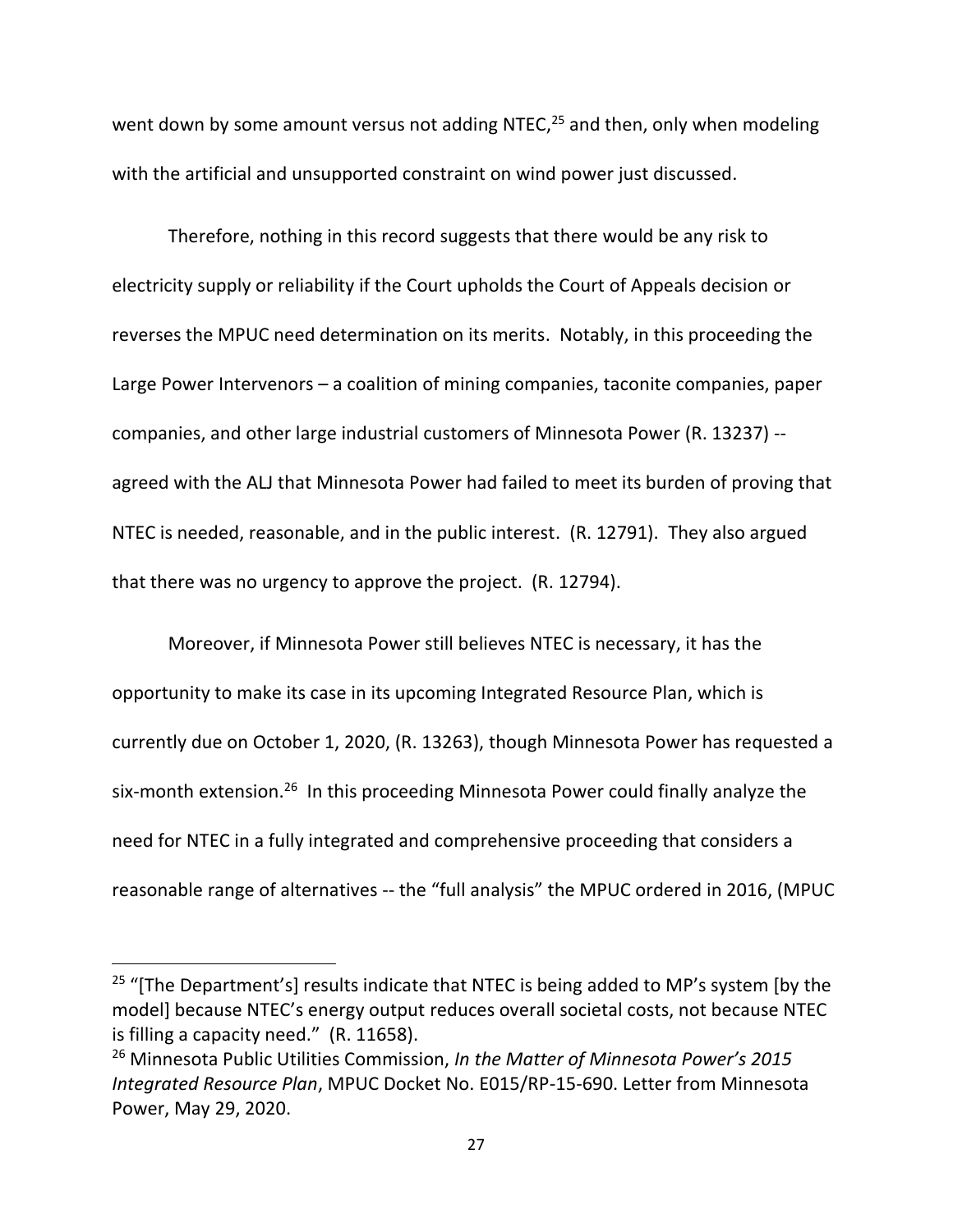went down by some amount versus not adding NTEC,[25] and then, only when modeling with the artificial and unsupported constraint on wind power just discussed.

Therefore, nothing in this record suggests that there would be any risk to electricity supply or reliability if the Court upholds the Court of Appeals decision or reverses the MPUC need determination on its merits. Notably, in this proceeding the Large Power Intervenors – a coalition of mining companies, taconite companies, paper companies, and other large industrial customers of Minnesota Power (R. 13237) -- agreed with the ALJ that Minnesota Power had failed to meet its burden of proving that NTEC is needed, reasonable, and in the public interest. (R. 12791). They also argued that there was no urgency to approve the project. (R. 12794).

Moreover, if Minnesota Power still believes NTEC is necessary, it has the opportunity to make its case in its upcoming Integrated Resource Plan, which is currently due on October 1, 2020, (R. 13263), though Minnesota Power has requested a six-month extension.[26] In this proceeding Minnesota Power could finally analyze the need for NTEC in a fully integrated and comprehensive proceeding that considers a reasonable range of alternatives -- the "full analysis" the MPUC ordered in 2016, (MPUC

---

[25] "[The Department's] results indicate that NTEC is being added to MP's system [by the model] because NTEC's energy output reduces overall societal costs, not because NTEC is filling a capacity need." (R. 11658).

[26] Minnesota Public Utilities Commission, *In the Matter of Minnesota Power's 2015 Integrated Resource Plan*, MPUC Docket No. E015/RP-15-690. Letter from Minnesota Power, May 29, 2020.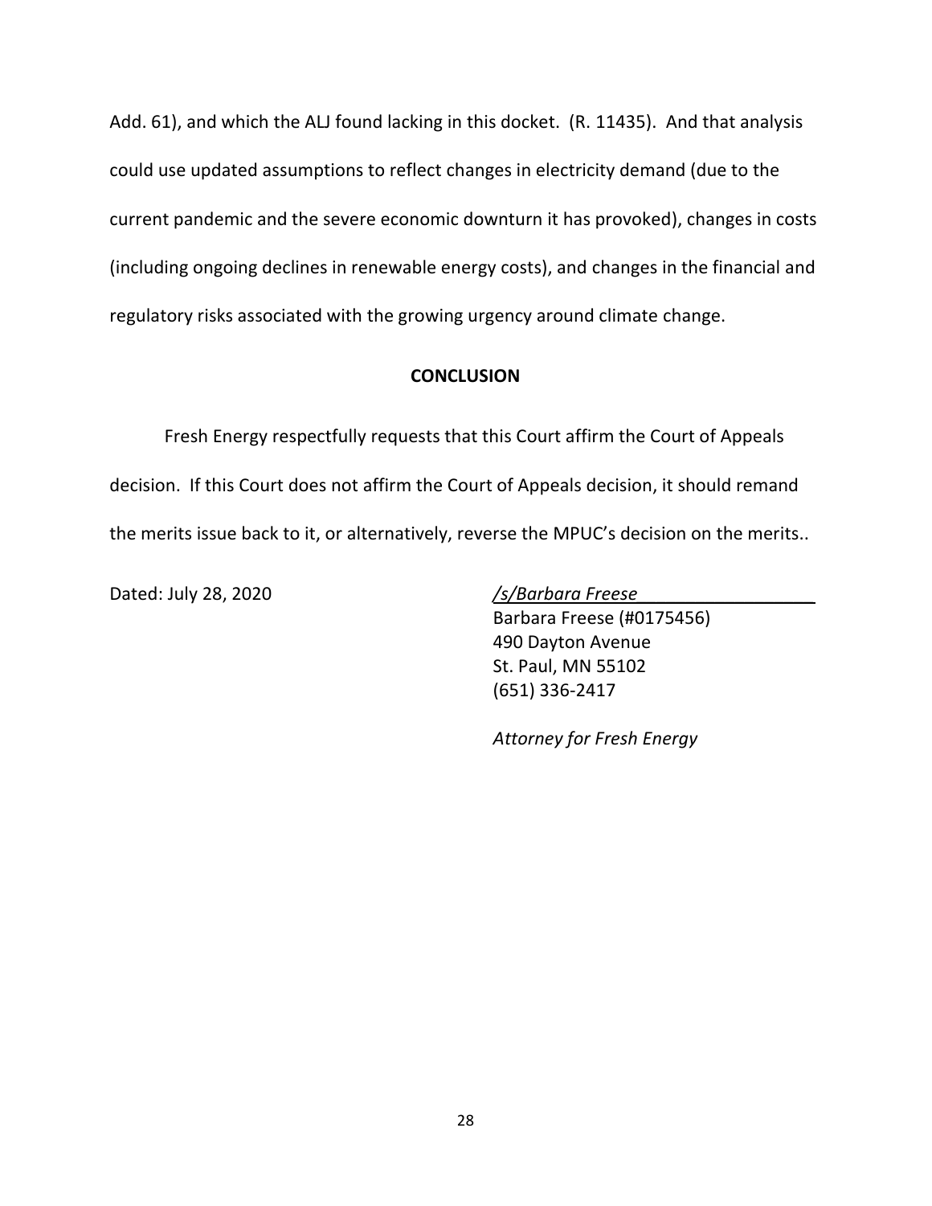Add. 61), and which the ALJ found lacking in this docket. (R. 11435). And that analysis could use updated assumptions to reflect changes in electricity demand (due to the current pandemic and the severe economic downturn it has provoked), changes in costs (including ongoing declines in renewable energy costs), and changes in the financial and regulatory risks associated with the growing urgency around climate change.

## CONCLUSION

Fresh Energy respectfully requests that this Court affirm the Court of Appeals decision. If this Court does not affirm the Court of Appeals decision, it should remand the merits issue back to it, or alternatively, reverse the MPUC's decision on the merits..

Dated: July 28, 2020

*/s/Barbara Freese*
Barbara Freese (#0175456)
490 Dayton Avenue
St. Paul, MN 55102
(651) 336-2417

*Attorney for Fresh Energy*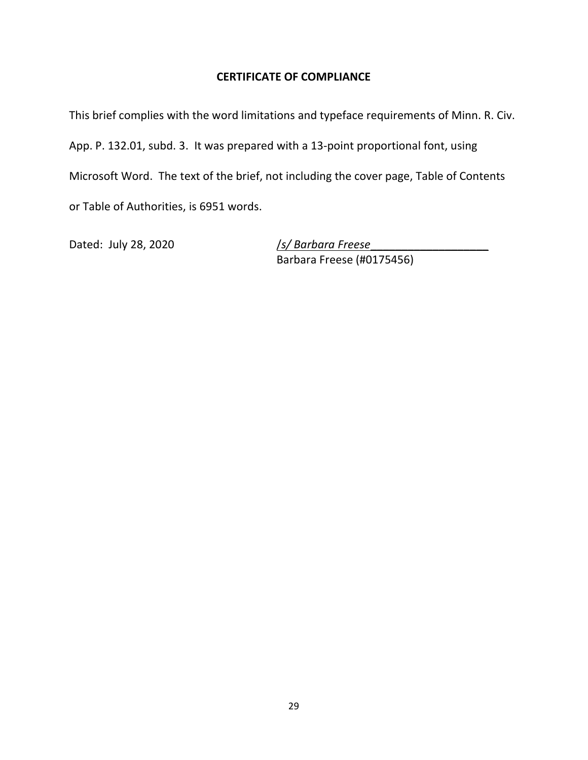## CERTIFICATE OF COMPLIANCE

This brief complies with the word limitations and typeface requirements of Minn. R. Civ. App. P. 132.01, subd. 3. It was prepared with a 13-point proportional font, using Microsoft Word. The text of the brief, not including the cover page, Table of Contents or Table of Authorities, is 6951 words.

Dated: July 28, 2020

*/s/ Barbara Freese*___________________
Barbara Freese (#0175456)